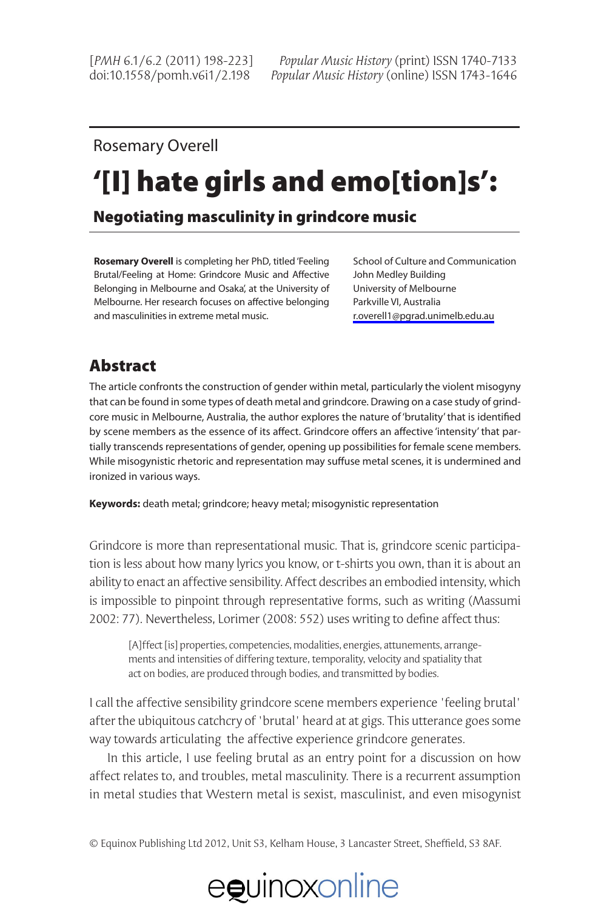Rosemary Overell

# '[I] hate girls and emo[tion]s':

## Negotiating masculinity in grindcore music

**Rosemary Overell** is completing her PhD, titled 'Feeling Brutal/Feeling at Home: Grindcore Music and Affective Belonging in Melbourne and Osaka', at the University of Melbourne. Her research focuses on affective belonging and masculinities in extreme metal music.

School of Culture and Communication
John Medley Building
University of Melbourne
Parkville VI, Australia
r.overell1@pgrad.unimelb.edu.au

## Abstract

The article confronts the construction of gender within metal, particularly the violent misogyny that can be found in some types of death metal and grindcore. Drawing on a case study of grindcore music in Melbourne, Australia, the author explores the nature of 'brutality' that is identified by scene members as the essence of its affect. Grindcore offers an affective 'intensity' that partially transcends representations of gender, opening up possibilities for female scene members. While misogynistic rhetoric and representation may suffuse metal scenes, it is undermined and ironized in various ways.

**Keywords:** death metal; grindcore; heavy metal; misogynistic representation

Grindcore is more than representational music. That is, grindcore scenic participation is less about how many lyrics you know, or t-shirts you own, than it is about an ability to enact an affective sensibility. Affect describes an embodied intensity, which is impossible to pinpoint through representative forms, such as writing (Massumi 2002: 77). Nevertheless, Lorimer (2008: 552) uses writing to define affect thus:

> [A]ffect [is] properties, competencies, modalities, energies, attunements, arrangements and intensities of differing texture, temporality, velocity and spatiality that act on bodies, are produced through bodies, and transmitted by bodies.

I call the affective sensibility grindcore scene members experience 'feeling brutal' after the ubiquitous catchcry of 'brutal' heard at at gigs. This utterance goes some way towards articulating the affective experience grindcore generates.

In this article, I use feeling brutal as an entry point for a discussion on how affect relates to, and troubles, metal masculinity. There is a recurrent assumption in metal studies that Western metal is sexist, masculinist, and even misogynist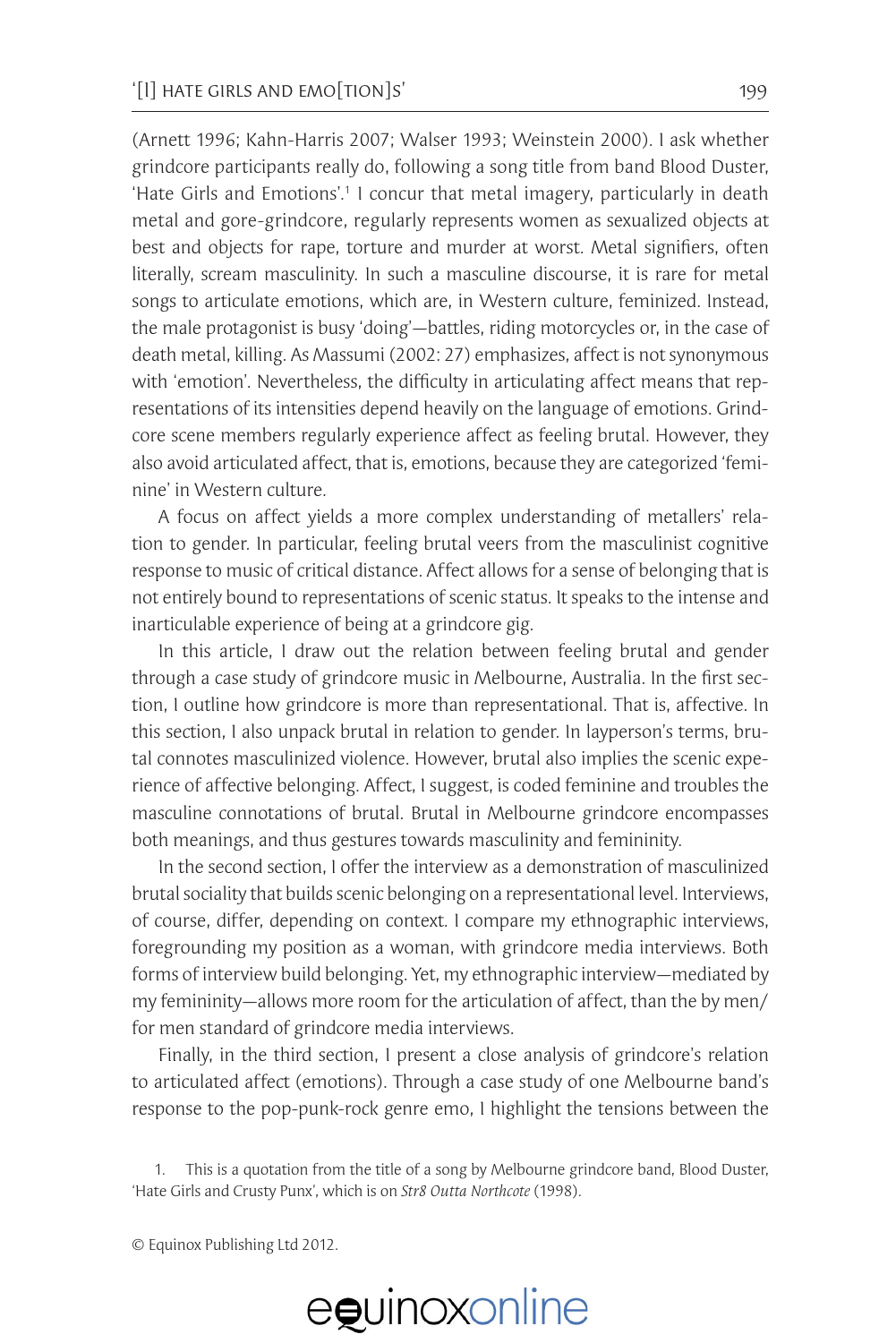(Arnett 1996; Kahn-Harris 2007; Walser 1993; Weinstein 2000). I ask whether grindcore participants really do, following a song title from band Blood Duster, 'Hate Girls and Emotions'.[1] I concur that metal imagery, particularly in death metal and gore-grindcore, regularly represents women as sexualized objects at best and objects for rape, torture and murder at worst. Metal signifiers, often literally, scream masculinity. In such a masculine discourse, it is rare for metal songs to articulate emotions, which are, in Western culture, feminized. Instead, the male protagonist is busy 'doing'—battles, riding motorcycles or, in the case of death metal, killing. As Massumi (2002: 27) emphasizes, affect is not synonymous with 'emotion'. Nevertheless, the difficulty in articulating affect means that representations of its intensities depend heavily on the language of emotions. Grindcore scene members regularly experience affect as feeling brutal. However, they also avoid articulated affect, that is, emotions, because they are categorized 'feminine' in Western culture.

A focus on affect yields a more complex understanding of metallers' relation to gender. In particular, feeling brutal veers from the masculinist cognitive response to music of critical distance. Affect allows for a sense of belonging that is not entirely bound to representations of scenic status. It speaks to the intense and inarticulable experience of being at a grindcore gig.

In this article, I draw out the relation between feeling brutal and gender through a case study of grindcore music in Melbourne, Australia. In the first section, I outline how grindcore is more than representational. That is, affective. In this section, I also unpack brutal in relation to gender. In layperson's terms, brutal connotes masculinized violence. However, brutal also implies the scenic experience of affective belonging. Affect, I suggest, is coded feminine and troubles the masculine connotations of brutal. Brutal in Melbourne grindcore encompasses both meanings, and thus gestures towards masculinity and femininity.

In the second section, I offer the interview as a demonstration of masculinized brutal sociality that builds scenic belonging on a representational level. Interviews, of course, differ, depending on context. I compare my ethnographic interviews, foregrounding my position as a woman, with grindcore media interviews. Both forms of interview build belonging. Yet, my ethnographic interview—mediated by my femininity—allows more room for the articulation of affect, than the by men/for men standard of grindcore media interviews.

Finally, in the third section, I present a close analysis of grindcore's relation to articulated affect (emotions). Through a case study of one Melbourne band's response to the pop-punk-rock genre emo, I highlight the tensions between the

1. This is a quotation from the title of a song by Melbourne grindcore band, Blood Duster, 'Hate Girls and Crusty Punx', which is on *Str8 Outta Northcote* (1998).

© Equinox Publishing Ltd 2012.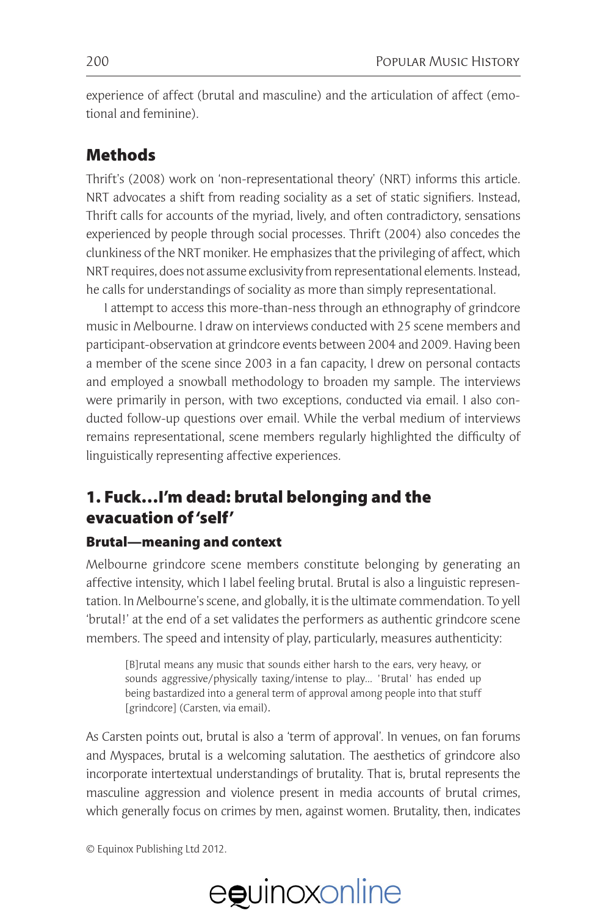experience of affect (brutal and masculine) and the articulation of affect (emotional and feminine).

## Methods

Thrift's (2008) work on 'non-representational theory' (NRT) informs this article. NRT advocates a shift from reading sociality as a set of static signifiers. Instead, Thrift calls for accounts of the myriad, lively, and often contradictory, sensations experienced by people through social processes. Thrift (2004) also concedes the clunkiness of the NRT moniker. He emphasizes that the privileging of affect, which NRT requires, does not assume exclusivity from representational elements. Instead, he calls for understandings of sociality as more than simply representational.

I attempt to access this more-than-ness through an ethnography of grindcore music in Melbourne. I draw on interviews conducted with 25 scene members and participant-observation at grindcore events between 2004 and 2009. Having been a member of the scene since 2003 in a fan capacity, I drew on personal contacts and employed a snowball methodology to broaden my sample. The interviews were primarily in person, with two exceptions, conducted via email. I also conducted follow-up questions over email. While the verbal medium of interviews remains representational, scene members regularly highlighted the difficulty of linguistically representing affective experiences.

## 1. Fuck…I'm dead: brutal belonging and the evacuation of 'self'

### Brutal—meaning and context

Melbourne grindcore scene members constitute belonging by generating an affective intensity, which I label feeling brutal. Brutal is also a linguistic representation. In Melbourne's scene, and globally, it is the ultimate commendation. To yell 'brutal!' at the end of a set validates the performers as authentic grindcore scene members. The speed and intensity of play, particularly, measures authenticity:

> [B]rutal means any music that sounds either harsh to the ears, very heavy, or sounds aggressive/physically taxing/intense to play... 'Brutal' has ended up being bastardized into a general term of approval among people into that stuff [grindcore] (Carsten, via email).

As Carsten points out, brutal is also a 'term of approval'. In venues, on fan forums and Myspaces, brutal is a welcoming salutation. The aesthetics of grindcore also incorporate intertextual understandings of brutality. That is, brutal represents the masculine aggression and violence present in media accounts of brutal crimes, which generally focus on crimes by men, against women. Brutality, then, indicates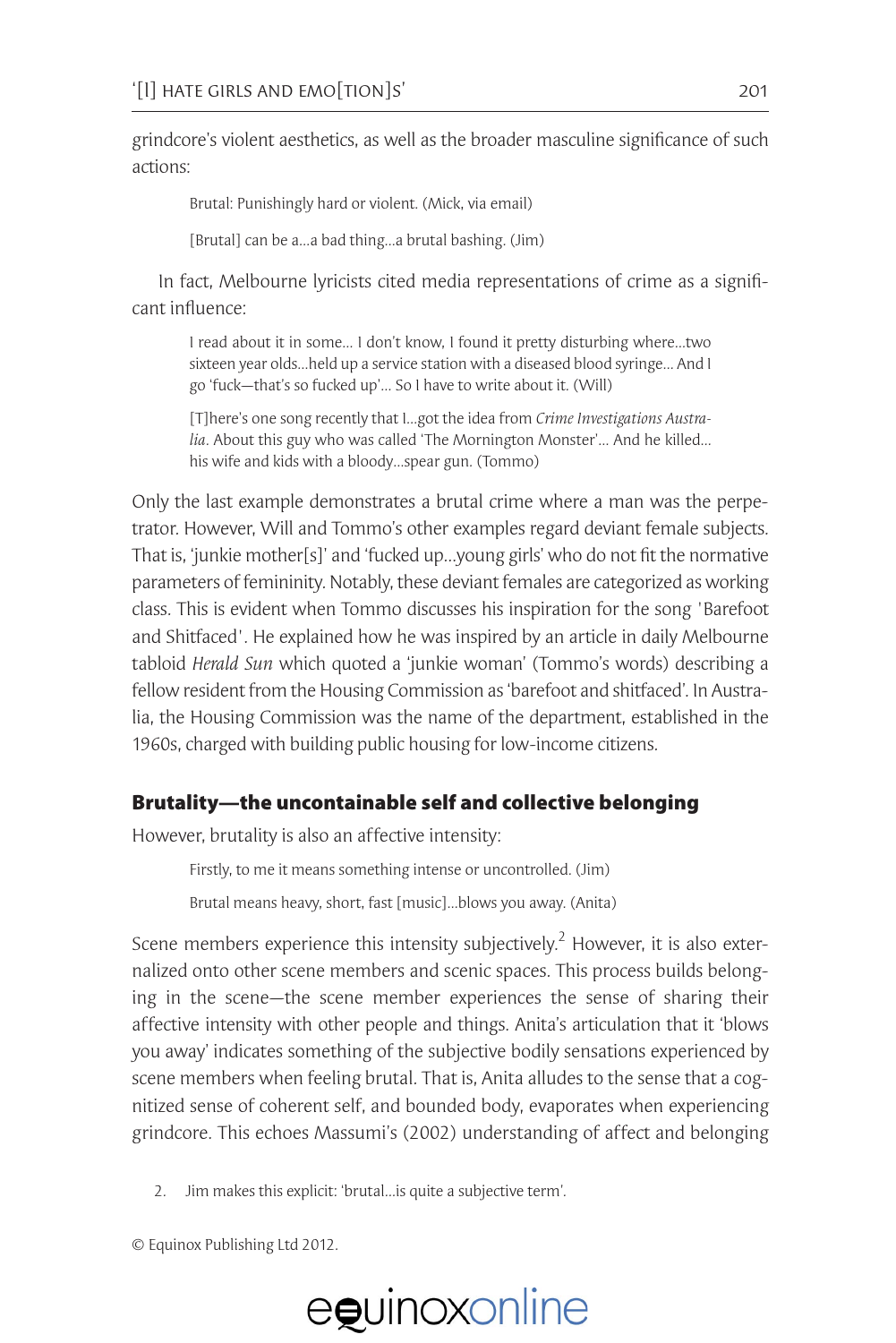grindcore's violent aesthetics, as well as the broader masculine significance of such actions:

> Brutal: Punishingly hard or violent. (Mick, via email)
>
> [Brutal] can be a...a bad thing...a brutal bashing. (Jim)

In fact, Melbourne lyricists cited media representations of crime as a significant influence:

> I read about it in some... I don't know, I found it pretty disturbing where...two sixteen year olds...held up a service station with a diseased blood syringe... And I go 'fuck—that's so fucked up'... So I have to write about it. (Will)
>
> [T]here's one song recently that I...got the idea from *Crime Investigations Australia*. About this guy who was called 'The Mornington Monster'... And he killed... his wife and kids with a bloody...spear gun. (Tommo)

Only the last example demonstrates a brutal crime where a man was the perpetrator. However, Will and Tommo's other examples regard deviant female subjects. That is, 'junkie mother[s]' and 'fucked up...young girls' who do not fit the normative parameters of femininity. Notably, these deviant females are categorized as working class. This is evident when Tommo discusses his inspiration for the song 'Barefoot and Shitfaced'. He explained how he was inspired by an article in daily Melbourne tabloid *Herald Sun* which quoted a 'junkie woman' (Tommo's words) describing a fellow resident from the Housing Commission as 'barefoot and shitfaced'. In Australia, the Housing Commission was the name of the department, established in the 1960s, charged with building public housing for low-income citizens.

## Brutality—the uncontainable self and collective belonging

However, brutality is also an affective intensity:

> Firstly, to me it means something intense or uncontrolled. (Jim)
>
> Brutal means heavy, short, fast [music]...blows you away. (Anita)

Scene members experience this intensity subjectively.[2] However, it is also externalized onto other scene members and scenic spaces. This process builds belonging in the scene—the scene member experiences the sense of sharing their affective intensity with other people and things. Anita's articulation that it 'blows you away' indicates something of the subjective bodily sensations experienced by scene members when feeling brutal. That is, Anita alludes to the sense that a cognitized sense of coherent self, and bounded body, evaporates when experiencing grindcore. This echoes Massumi's (2002) understanding of affect and belonging

2. Jim makes this explicit: 'brutal...is quite a subjective term'.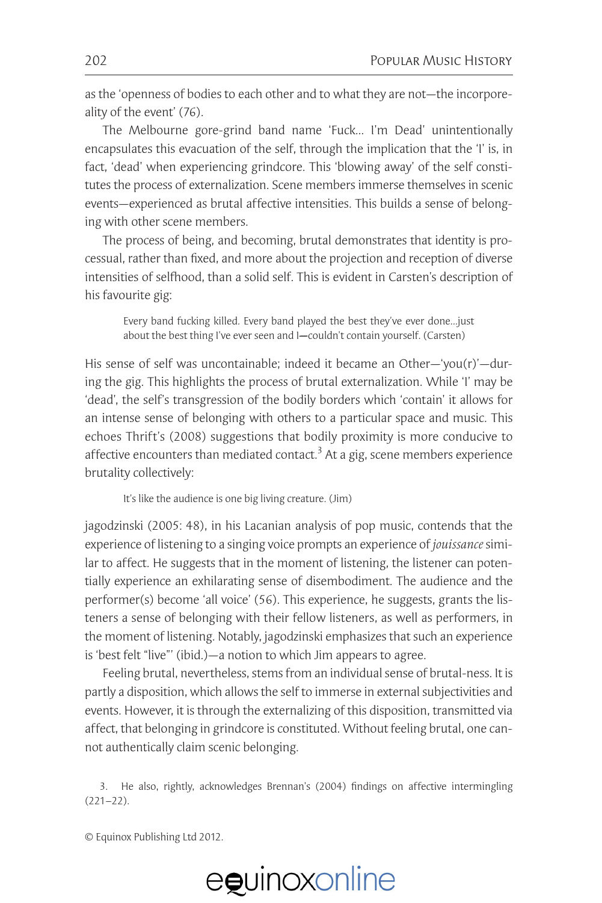as the 'openness of bodies to each other and to what they are not—the incorporeality of the event' (76).

The Melbourne gore-grind band name 'Fuck… I'm Dead' unintentionally encapsulates this evacuation of the self, through the implication that the 'I' is, in fact, 'dead' when experiencing grindcore. This 'blowing away' of the self constitutes the process of externalization. Scene members immerse themselves in scenic events—experienced as brutal affective intensities. This builds a sense of belonging with other scene members.

The process of being, and becoming, brutal demonstrates that identity is processual, rather than fixed, and more about the projection and reception of diverse intensities of selfhood, than a solid self. This is evident in Carsten's description of his favourite gig:

> Every band fucking killed. Every band played the best they've ever done…just about the best thing I've ever seen and I—couldn't contain yourself. (Carsten)

His sense of self was uncontainable; indeed it became an Other—'you(r)'—during the gig. This highlights the process of brutal externalization. While 'I' may be 'dead', the self's transgression of the bodily borders which 'contain' it allows for an intense sense of belonging with others to a particular space and music. This echoes Thrift's (2008) suggestions that bodily proximity is more conducive to affective encounters than mediated contact.[3] At a gig, scene members experience brutality collectively:

> It's like the audience is one big living creature. (Jim)

jagodzinski (2005: 48), in his Lacanian analysis of pop music, contends that the experience of listening to a singing voice prompts an experience of *jouissance* similar to affect. He suggests that in the moment of listening, the listener can potentially experience an exhilarating sense of disembodiment. The audience and the performer(s) become 'all voice' (56). This experience, he suggests, grants the listeners a sense of belonging with their fellow listeners, as well as performers, in the moment of listening. Notably, jagodzinski emphasizes that such an experience is 'best felt "live"' (ibid.)—a notion to which Jim appears to agree.

Feeling brutal, nevertheless, stems from an individual sense of brutal-ness. It is partly a disposition, which allows the self to immerse in external subjectivities and events. However, it is through the externalizing of this disposition, transmitted via affect, that belonging in grindcore is constituted. Without feeling brutal, one cannot authentically claim scenic belonging.

3. He also, rightly, acknowledges Brennan's (2004) findings on affective intermingling (221–22).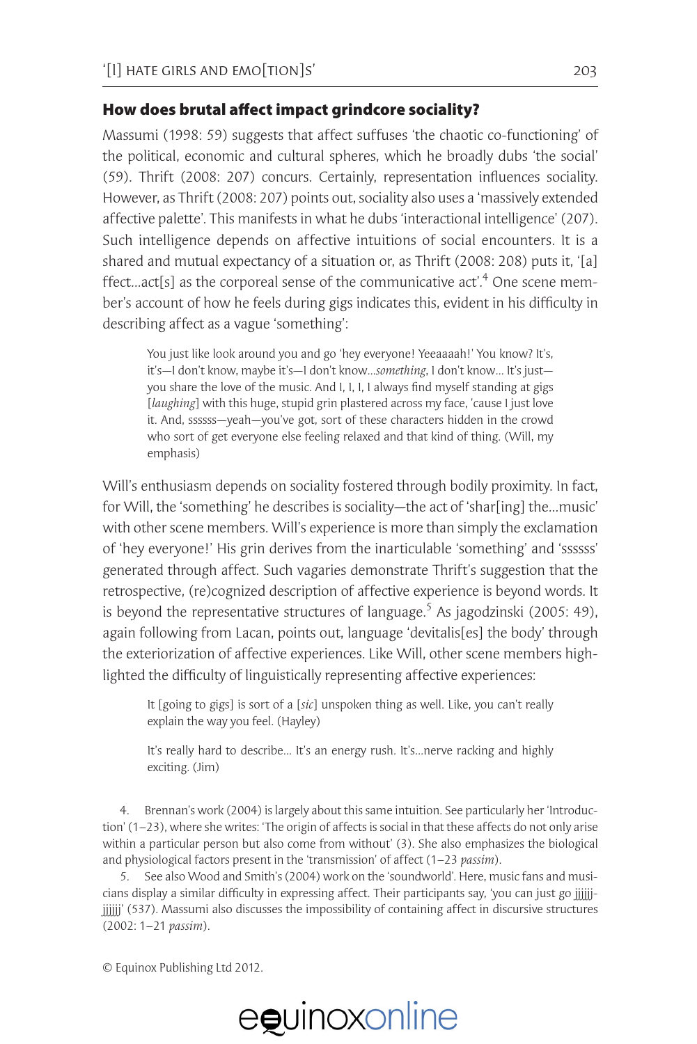## How does brutal affect impact grindcore sociality?

Massumi (1998: 59) suggests that affect suffuses 'the chaotic co-functioning' of the political, economic and cultural spheres, which he broadly dubs 'the social' (59). Thrift (2008: 207) concurs. Certainly, representation influences sociality. However, as Thrift (2008: 207) points out, sociality also uses a 'massively extended affective palette'. This manifests in what he dubs 'interactional intelligence' (207). Such intelligence depends on affective intuitions of social encounters. It is a shared and mutual expectancy of a situation or, as Thrift (2008: 208) puts it, '[a]ffect…act[s] as the corporeal sense of the communicative act'.[4] One scene member's account of how he feels during gigs indicates this, evident in his difficulty in describing affect as a vague 'something':

> You just like look around you and go 'hey everyone! Yeeaaaah!' You know? It's, it's—I don't know, maybe it's—I don't know…*something*, I don't know… It's just—you share the love of the music. And I, I, I, I always find myself standing at gigs [*laughing*] with this huge, stupid grin plastered across my face, 'cause I just love it. And, ssssss—yeah—you've got, sort of these characters hidden in the crowd who sort of get everyone else feeling relaxed and that kind of thing. (Will, my emphasis)

Will's enthusiasm depends on sociality fostered through bodily proximity. In fact, for Will, the 'something' he describes is sociality—the act of 'shar[ing] the…music' with other scene members. Will's experience is more than simply the exclamation of 'hey everyone!' His grin derives from the inarticulable 'something' and 'ssssss' generated through affect. Such vagaries demonstrate Thrift's suggestion that the retrospective, (re)cognized description of affective experience is beyond words. It is beyond the representative structures of language.[5] As jagodzinski (2005: 49), again following from Lacan, points out, language 'devitalis[es] the body' through the exteriorization of affective experiences. Like Will, other scene members highlighted the difficulty of linguistically representing affective experiences:

> It [going to gigs] is sort of a [*sic*] unspoken thing as well. Like, you can't really explain the way you feel. (Hayley)

> It's really hard to describe… It's an energy rush. It's…nerve racking and highly exciting. (Jim)

4. Brennan's work (2004) is largely about this same intuition. See particularly her 'Introduction' (1–23), where she writes: 'The origin of affects is social in that these affects do not only arise within a particular person but also come from without' (3). She also emphasizes the biological and physiological factors present in the 'transmission' of affect (1–23 *passim*).

5. See also Wood and Smith's (2004) work on the 'soundworld'. Here, music fans and musicians display a similar difficulty in expressing affect. Their participants say, 'you can just go jjjjjj-jjjjjj' (537). Massumi also discusses the impossibility of containing affect in discursive structures (2002: 1–21 *passim*).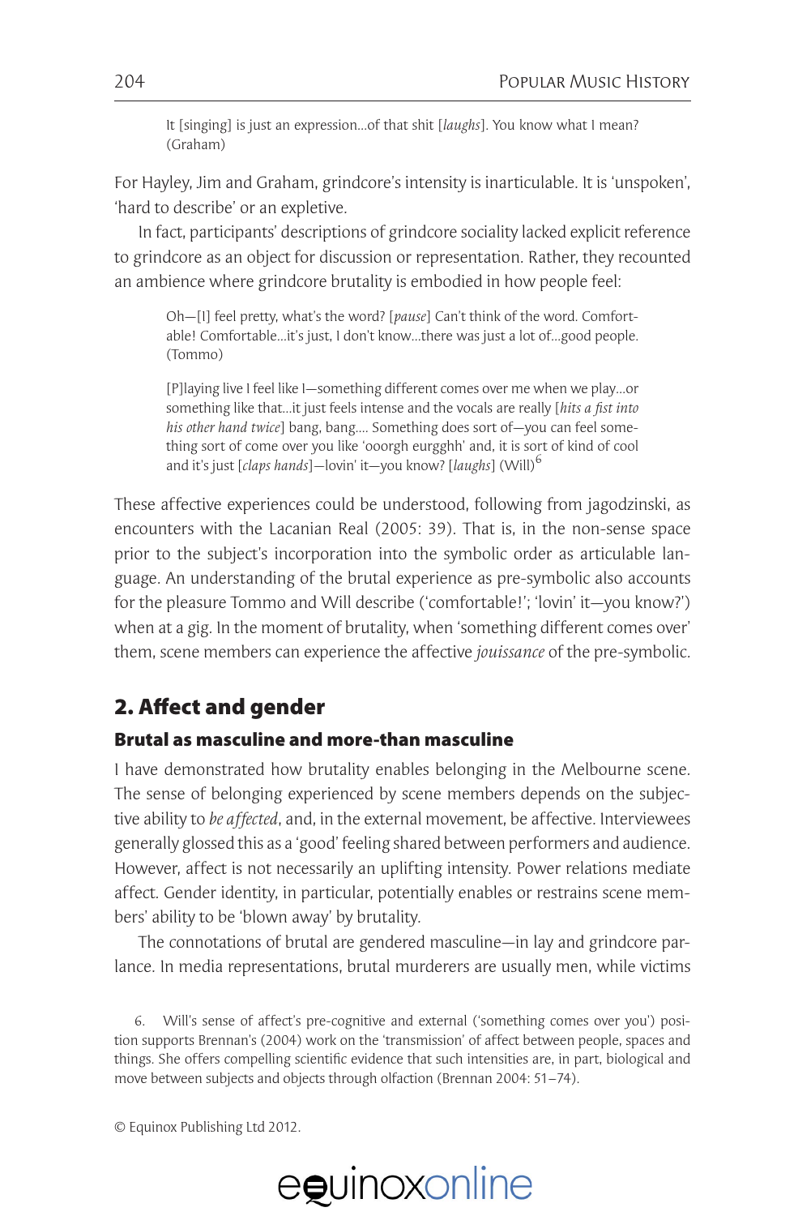> It [singing] is just an expression...of that shit [*laughs*]. You know what I mean? (Graham)

For Hayley, Jim and Graham, grindcore's intensity is inarticulable. It is 'unspoken', 'hard to describe' or an expletive.

In fact, participants' descriptions of grindcore sociality lacked explicit reference to grindcore as an object for discussion or representation. Rather, they recounted an ambience where grindcore brutality is embodied in how people feel:

> Oh—[I] feel pretty, what's the word? [*pause*] Can't think of the word. Comfortable! Comfortable...it's just, I don't know...there was just a lot of...good people. (Tommo)

> [P]laying live I feel like I—something different comes over me when we play...or something like that...it just feels intense and the vocals are really [*hits a fist into his other hand twice*] bang, bang.... Something does sort of—you can feel something sort of come over you like 'ooorgh eurgghh' and, it is sort of kind of cool and it's just [*claps hands*]—lovin' it—you know? [*laughs*] (Will)[6]

These affective experiences could be understood, following from jagodzinski, as encounters with the Lacanian Real (2005: 39). That is, in the non-sense space prior to the subject's incorporation into the symbolic order as articulable language. An understanding of the brutal experience as pre-symbolic also accounts for the pleasure Tommo and Will describe ('comfortable!'; 'lovin' it—you know?') when at a gig. In the moment of brutality, when 'something different comes over' them, scene members can experience the affective *jouissance* of the pre-symbolic.

## 2. Affect and gender

### Brutal as masculine and more-than masculine

I have demonstrated how brutality enables belonging in the Melbourne scene. The sense of belonging experienced by scene members depends on the subjective ability to *be affected*, and, in the external movement, be affective. Interviewees generally glossed this as a 'good' feeling shared between performers and audience. However, affect is not necessarily an uplifting intensity. Power relations mediate affect. Gender identity, in particular, potentially enables or restrains scene members' ability to be 'blown away' by brutality.

The connotations of brutal are gendered masculine—in lay and grindcore parlance. In media representations, brutal murderers are usually men, while victims

6. Will's sense of affect's pre-cognitive and external ('something comes over you') position supports Brennan's (2004) work on the 'transmission' of affect between people, spaces and things. She offers compelling scientific evidence that such intensities are, in part, biological and move between subjects and objects through olfaction (Brennan 2004: 51–74).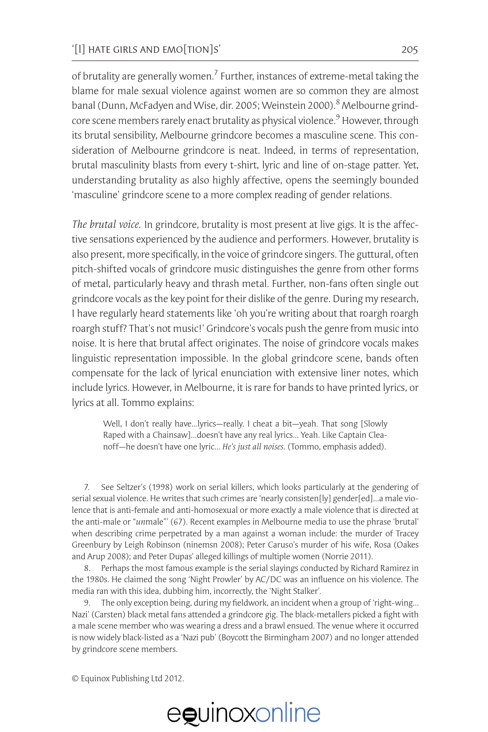of brutality are generally women.[7] Further, instances of extreme-metal taking the blame for male sexual violence against women are so common they are almost banal (Dunn, McFadyen and Wise, dir. 2005; Weinstein 2000).[8] Melbourne grindcore scene members rarely enact brutality as physical violence.[9] However, through its brutal sensibility, Melbourne grindcore becomes a masculine scene. This consideration of Melbourne grindcore is neat. Indeed, in terms of representation, brutal masculinity blasts from every t-shirt, lyric and line of on-stage patter. Yet, understanding brutality as also highly affective, opens the seemingly bounded 'masculine' grindcore scene to a more complex reading of gender relations.

*The brutal voice.* In grindcore, brutality is most present at live gigs. It is the affective sensations experienced by the audience and performers. However, brutality is also present, more specifically, in the voice of grindcore singers. The guttural, often pitch-shifted vocals of grindcore music distinguishes the genre from other forms of metal, particularly heavy and thrash metal. Further, non-fans often single out grindcore vocals as the key point for their dislike of the genre. During my research, I have regularly heard statements like 'oh you're writing about that roargh roargh roargh stuff? That's not music!' Grindcore's vocals push the genre from music into noise. It is here that brutal affect originates. The noise of grindcore vocals makes linguistic representation impossible. In the global grindcore scene, bands often compensate for the lack of lyrical enunciation with extensive liner notes, which include lyrics. However, in Melbourne, it is rare for bands to have printed lyrics, or lyrics at all. Tommo explains:

> Well, I don't really have...lyrics—really. I cheat a bit—yeah. That song [Slowly Raped with a Chainsaw]...doesn't have any real lyrics... Yeah. Like Captain Cleanoff—he doesn't have one lyric... *He's just all noises.* (Tommo, emphasis added).

7. See Seltzer's (1998) work on serial killers, which looks particularly at the gendering of serial sexual violence. He writes that such crimes are 'nearly consisten[ly] gender[ed]...a male violence that is anti-female and anti-homosexual or more exactly a male violence that is directed at the anti-male or "*un*male"' (67). Recent examples in Melbourne media to use the phrase 'brutal' when describing crime perpetrated by a man against a woman include: the murder of Tracey Greenbury by Leigh Robinson (ninemsn 2008); Peter Caruso's murder of his wife, Rosa (Oakes and Arup 2008); and Peter Dupas' alleged killings of multiple women (Norrie 2011).

8. Perhaps the most famous example is the serial slayings conducted by Richard Ramirez in the 1980s. He claimed the song 'Night Prowler' by AC/DC was an influence on his violence. The media ran with this idea, dubbing him, incorrectly, the 'Night Stalker'.

9. The only exception being, during my fieldwork, an incident when a group of 'right-wing... Nazi' (Carsten) black metal fans attended a grindcore gig. The black-metallers picked a fight with a male scene member who was wearing a dress and a brawl ensued. The venue where it occurred is now widely black-listed as a 'Nazi pub' (Boycott the Birmingham 2007) and no longer attended by grindcore scene members.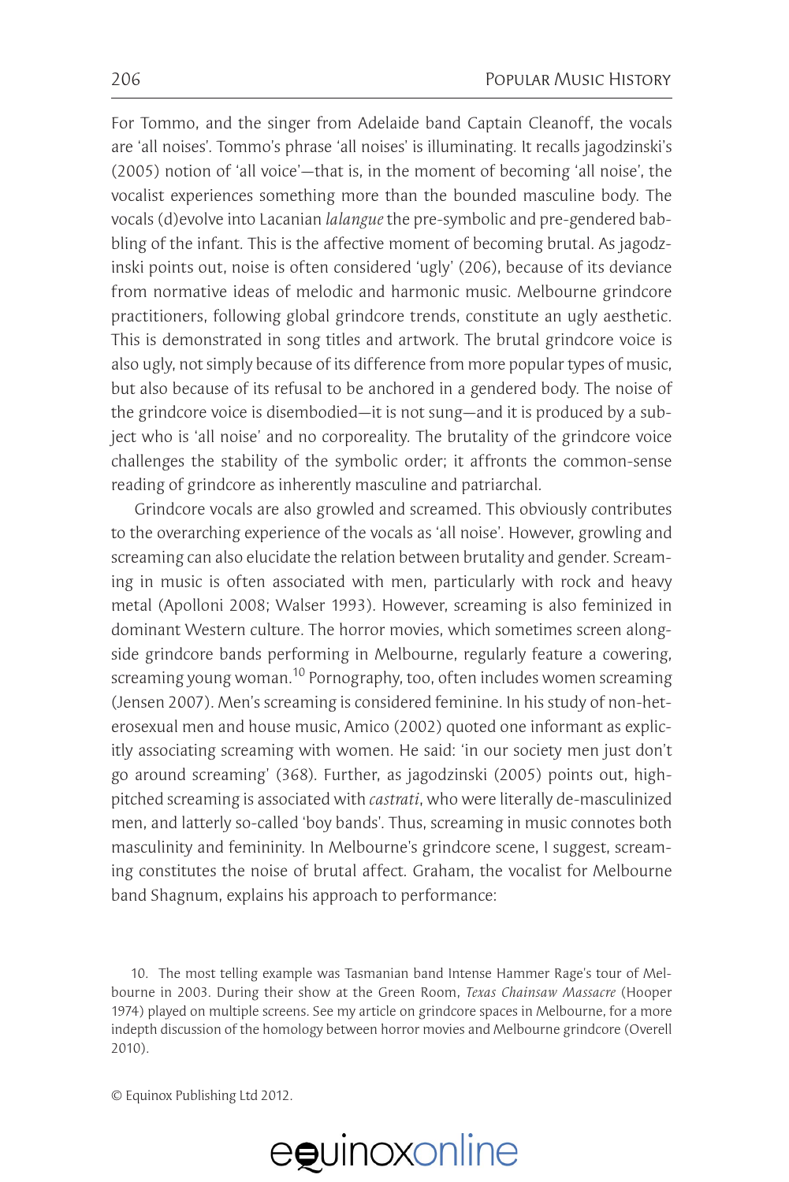For Tommo, and the singer from Adelaide band Captain Cleanoff, the vocals are 'all noises'. Tommo's phrase 'all noises' is illuminating. It recalls jagodzinski's (2005) notion of 'all voice'—that is, in the moment of becoming 'all noise', the vocalist experiences something more than the bounded masculine body. The vocals (d)evolve into Lacanian *lalangue* the pre-symbolic and pre-gendered babbling of the infant. This is the affective moment of becoming brutal. As jagodzinski points out, noise is often considered 'ugly' (206), because of its deviance from normative ideas of melodic and harmonic music. Melbourne grindcore practitioners, following global grindcore trends, constitute an ugly aesthetic. This is demonstrated in song titles and artwork. The brutal grindcore voice is also ugly, not simply because of its difference from more popular types of music, but also because of its refusal to be anchored in a gendered body. The noise of the grindcore voice is disembodied—it is not sung—and it is produced by a subject who is 'all noise' and no corporeality. The brutality of the grindcore voice challenges the stability of the symbolic order; it affronts the common-sense reading of grindcore as inherently masculine and patriarchal.

Grindcore vocals are also growled and screamed. This obviously contributes to the overarching experience of the vocals as 'all noise'. However, growling and screaming can also elucidate the relation between brutality and gender. Screaming in music is often associated with men, particularly with rock and heavy metal (Apolloni 2008; Walser 1993). However, screaming is also feminized in dominant Western culture. The horror movies, which sometimes screen alongside grindcore bands performing in Melbourne, regularly feature a cowering, screaming young woman.[10] Pornography, too, often includes women screaming (Jensen 2007). Men's screaming is considered feminine. In his study of non-heterosexual men and house music, Amico (2002) quoted one informant as explicitly associating screaming with women. He said: 'in our society men just don't go around screaming' (368). Further, as jagodzinski (2005) points out, high-pitched screaming is associated with *castrati*, who were literally de-masculinized men, and latterly so-called 'boy bands'. Thus, screaming in music connotes both masculinity and femininity. In Melbourne's grindcore scene, I suggest, screaming constitutes the noise of brutal affect. Graham, the vocalist for Melbourne band Shagnum, explains his approach to performance:

10. The most telling example was Tasmanian band Intense Hammer Rage's tour of Melbourne in 2003. During their show at the Green Room, *Texas Chainsaw Massacre* (Hooper 1974) played on multiple screens. See my article on grindcore spaces in Melbourne, for a more indepth discussion of the homology between horror movies and Melbourne grindcore (Overell 2010).

© Equinox Publishing Ltd 2012.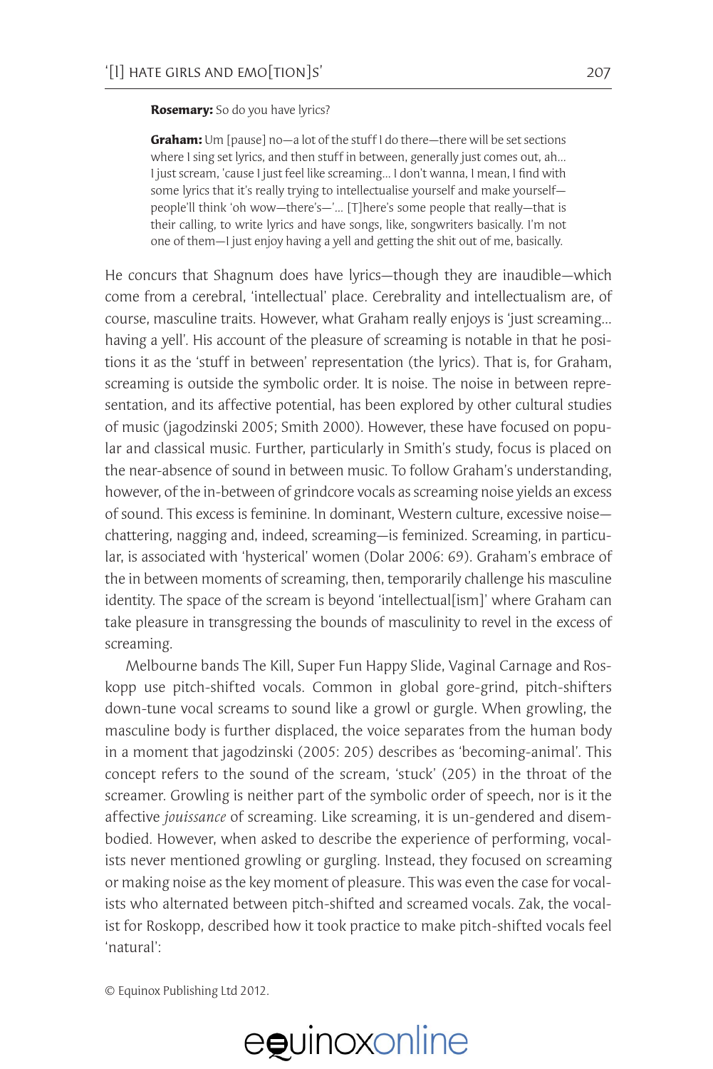**Rosemary:** So do you have lyrics?

**Graham:** Um [pause] no—a lot of the stuff I do there—there will be set sections where I sing set lyrics, and then stuff in between, generally just comes out, ah... I just scream, 'cause I just feel like screaming... I don't wanna, I mean, I find with some lyrics that it's really trying to intellectualise yourself and make yourself—people'll think 'oh wow—there's—'... [T]here's some people that really—that is their calling, to write lyrics and have songs, like, songwriters basically. I'm not one of them—I just enjoy having a yell and getting the shit out of me, basically.

He concurs that Shagnum does have lyrics—though they are inaudible—which come from a cerebral, 'intellectual' place. Cerebrality and intellectualism are, of course, masculine traits. However, what Graham really enjoys is 'just screaming... having a yell'. His account of the pleasure of screaming is notable in that he positions it as the 'stuff in between' representation (the lyrics). That is, for Graham, screaming is outside the symbolic order. It is noise. The noise in between representation, and its affective potential, has been explored by other cultural studies of music (Jagodzinski 2005; Smith 2000). However, these have focused on popular and classical music. Further, particularly in Smith's study, focus is placed on the near-absence of sound in between music. To follow Graham's understanding, however, of the in-between of grindcore vocals as screaming noise yields an excess of sound. This excess is feminine. In dominant, Western culture, excessive noise—chattering, nagging and, indeed, screaming—is feminized. Screaming, in particular, is associated with 'hysterical' women (Dolar 2006: 69). Graham's embrace of the in between moments of screaming, then, temporarily challenge his masculine identity. The space of the scream is beyond 'intellectual[ism]' where Graham can take pleasure in transgressing the bounds of masculinity to revel in the excess of screaming.

Melbourne bands The Kill, Super Fun Happy Slide, Vaginal Carnage and Roskopp use pitch-shifted vocals. Common in global gore-grind, pitch-shifters down-tune vocal screams to sound like a growl or gurgle. When growling, the masculine body is further displaced, the voice separates from the human body in a moment that Jagodzinski (2005: 205) describes as 'becoming-animal'. This concept refers to the sound of the scream, 'stuck' (205) in the throat of the screamer. Growling is neither part of the symbolic order of speech, nor is it the affective *jouissance* of screaming. Like screaming, it is un-gendered and disembodied. However, when asked to describe the experience of performing, vocalists never mentioned growling or gurgling. Instead, they focused on screaming or making noise as the key moment of pleasure. This was even the case for vocalists who alternated between pitch-shifted and screamed vocals. Zak, the vocalist for Roskopp, described how it took practice to make pitch-shifted vocals feel 'natural':

© Equinox Publishing Ltd 2012.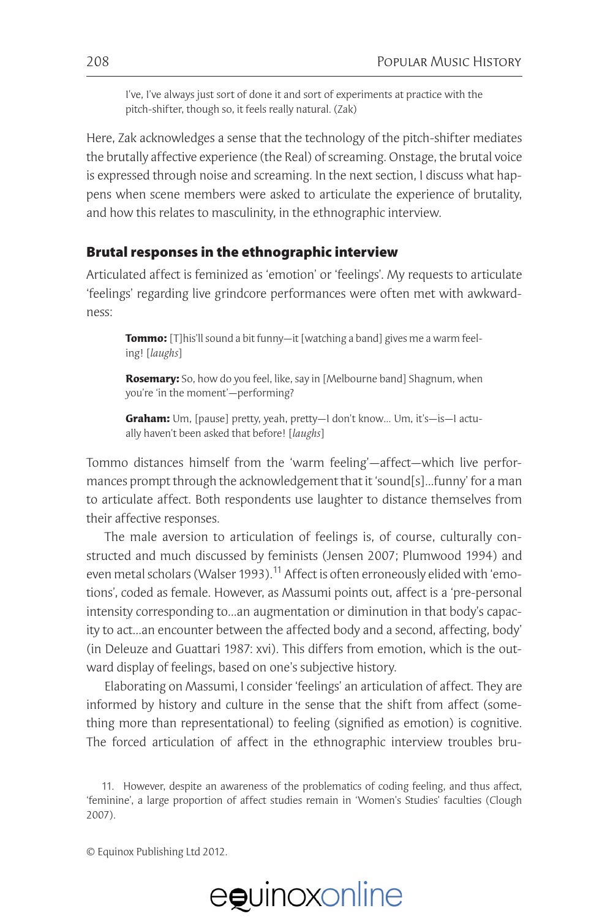> I've, I've always just sort of done it and sort of experiments at practice with the pitch-shifter, though so, it feels really natural. (Zak)

Here, Zak acknowledges a sense that the technology of the pitch-shifter mediates the brutally affective experience (the Real) of screaming. Onstage, the brutal voice is expressed through noise and screaming. In the next section, I discuss what happens when scene members were asked to articulate the experience of brutality, and how this relates to masculinity, in the ethnographic interview.

## Brutal responses in the ethnographic interview

Articulated affect is feminized as 'emotion' or 'feelings'. My requests to articulate 'feelings' regarding live grindcore performances were often met with awkwardness:

> **Tommo:** [T]his'll sound a bit funny—it [watching a band] gives me a warm feeling! [*laughs*]
>
> **Rosemary:** So, how do you feel, like, say in [Melbourne band] Shagnum, when you're 'in the moment'—performing?
>
> **Graham:** Um, [pause] pretty, yeah, pretty—I don't know... Um, it's—is—I actually haven't been asked that before! [*laughs*]

Tommo distances himself from the 'warm feeling'—affect—which live performances prompt through the acknowledgement that it 'sound[s]...funny' for a man to articulate affect. Both respondents use laughter to distance themselves from their affective responses.

The male aversion to articulation of feelings is, of course, culturally constructed and much discussed by feminists (Jensen 2007; Plumwood 1994) and even metal scholars (Walser 1993).[11] Affect is often erroneously elided with 'emotions', coded as female. However, as Massumi points out, affect is a 'pre-personal intensity corresponding to...an augmentation or diminution in that body's capacity to act...an encounter between the affected body and a second, affecting, body' (in Deleuze and Guattari 1987: xvi). This differs from emotion, which is the outward display of feelings, based on one's subjective history.

Elaborating on Massumi, I consider 'feelings' an articulation of affect. They are informed by history and culture in the sense that the shift from affect (something more than representational) to feeling (signified as emotion) is cognitive. The forced articulation of affect in the ethnographic interview troubles bru-

11. However, despite an awareness of the problematics of coding feeling, and thus affect, 'feminine', a large proportion of affect studies remain in 'Women's Studies' faculties (Clough 2007).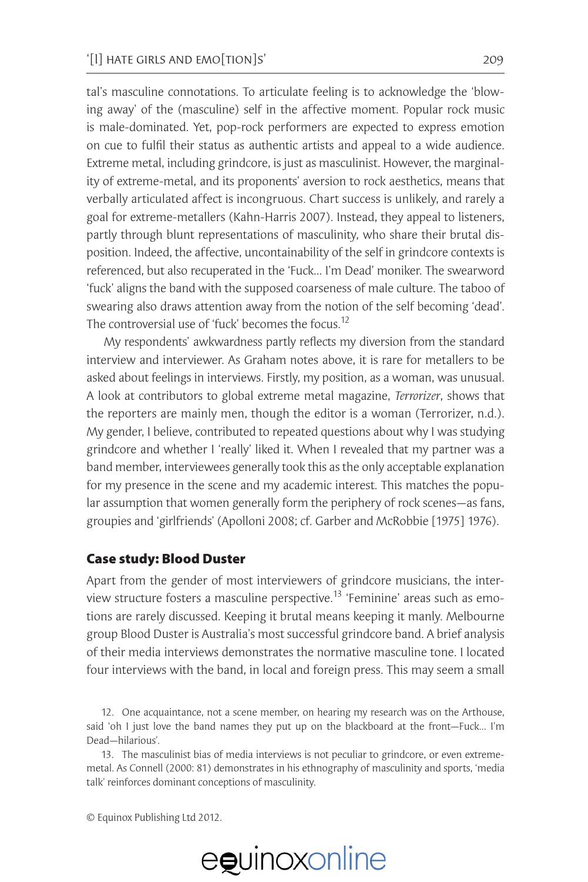tal's masculine connotations. To articulate feeling is to acknowledge the 'blowing away' of the (masculine) self in the affective moment. Popular rock music is male-dominated. Yet, pop-rock performers are expected to express emotion on cue to fulfil their status as authentic artists and appeal to a wide audience. Extreme metal, including grindcore, is just as masculinist. However, the marginality of extreme-metal, and its proponents' aversion to rock aesthetics, means that verbally articulated affect is incongruous. Chart success is unlikely, and rarely a goal for extreme-metallers (Kahn-Harris 2007). Instead, they appeal to listeners, partly through blunt representations of masculinity, who share their brutal disposition. Indeed, the affective, uncontainability of the self in grindcore contexts is referenced, but also recuperated in the 'Fuck… I'm Dead' moniker. The swearword 'fuck' aligns the band with the supposed coarseness of male culture. The taboo of swearing also draws attention away from the notion of the self becoming 'dead'. The controversial use of 'fuck' becomes the focus.[12]

My respondents' awkwardness partly reflects my diversion from the standard interview and interviewer. As Graham notes above, it is rare for metallers to be asked about feelings in interviews. Firstly, my position, as a woman, was unusual. A look at contributors to global extreme metal magazine, *Terrorizer*, shows that the reporters are mainly men, though the editor is a woman (Terrorizer, n.d.). My gender, I believe, contributed to repeated questions about why I was studying grindcore and whether I 'really' liked it. When I revealed that my partner was a band member, interviewees generally took this as the only acceptable explanation for my presence in the scene and my academic interest. This matches the popular assumption that women generally form the periphery of rock scenes—as fans, groupies and 'girlfriends' (Apolloni 2008; cf. Garber and McRobbie [1975] 1976).

## Case study: Blood Duster

Apart from the gender of most interviewers of grindcore musicians, the interview structure fosters a masculine perspective.[13] 'Feminine' areas such as emotions are rarely discussed. Keeping it brutal means keeping it manly. Melbourne group Blood Duster is Australia's most successful grindcore band. A brief analysis of their media interviews demonstrates the normative masculine tone. I located four interviews with the band, in local and foreign press. This may seem a small

12. One acquaintance, not a scene member, on hearing my research was on the Arthouse, said 'oh I just love the band names they put up on the blackboard at the front—Fuck… I'm Dead—hilarious'.

13. The masculinist bias of media interviews is not peculiar to grindcore, or even extreme-metal. As Connell (2000: 81) demonstrates in his ethnography of masculinity and sports, 'media talk' reinforces dominant conceptions of masculinity.

© Equinox Publishing Ltd 2012.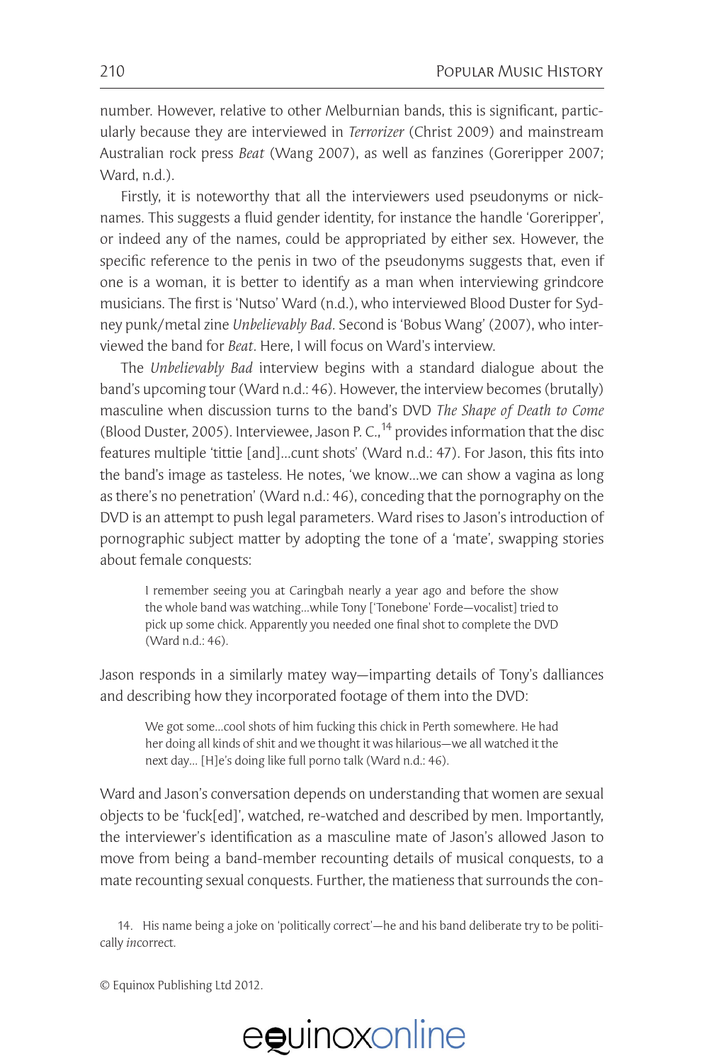number. However, relative to other Melburnian bands, this is significant, particularly because they are interviewed in *Terrorizer* (Christ 2009) and mainstream Australian rock press *Beat* (Wang 2007), as well as fanzines (Goreripper 2007; Ward, n.d.).

Firstly, it is noteworthy that all the interviewers used pseudonyms or nicknames. This suggests a fluid gender identity, for instance the handle 'Goreripper', or indeed any of the names, could be appropriated by either sex. However, the specific reference to the penis in two of the pseudonyms suggests that, even if one is a woman, it is better to identify as a man when interviewing grindcore musicians. The first is 'Nutso' Ward (n.d.), who interviewed Blood Duster for Sydney punk/metal zine *Unbelievably Bad*. Second is 'Bobus Wang' (2007), who interviewed the band for *Beat*. Here, I will focus on Ward's interview.

The *Unbelievably Bad* interview begins with a standard dialogue about the band's upcoming tour (Ward n.d.: 46). However, the interview becomes (brutally) masculine when discussion turns to the band's DVD *The Shape of Death to Come* (Blood Duster, 2005). Interviewee, Jason P. C.,[14] provides information that the disc features multiple 'tittie [and]...cunt shots' (Ward n.d.: 47). For Jason, this fits into the band's image as tasteless. He notes, 'we know...we can show a vagina as long as there's no penetration' (Ward n.d.: 46), conceding that the pornography on the DVD is an attempt to push legal parameters. Ward rises to Jason's introduction of pornographic subject matter by adopting the tone of a 'mate', swapping stories about female conquests:

> I remember seeing you at Caringbah nearly a year ago and before the show the whole band was watching...while Tony ['Tonebone' Forde—vocalist] tried to pick up some chick. Apparently you needed one final shot to complete the DVD (Ward n.d.: 46).

Jason responds in a similarly matey way—imparting details of Tony's dalliances and describing how they incorporated footage of them into the DVD:

> We got some...cool shots of him fucking this chick in Perth somewhere. He had her doing all kinds of shit and we thought it was hilarious—we all watched it the next day... [H]e's doing like full porno talk (Ward n.d.: 46).

Ward and Jason's conversation depends on understanding that women are sexual objects to be 'fuck[ed]', watched, re-watched and described by men. Importantly, the interviewer's identification as a masculine mate of Jason's allowed Jason to move from being a band-member recounting details of musical conquests, to a mate recounting sexual conquests. Further, the matieness that surrounds the con-

14. His name being a joke on 'politically correct'—he and his band deliberate try to be politically *in*correct.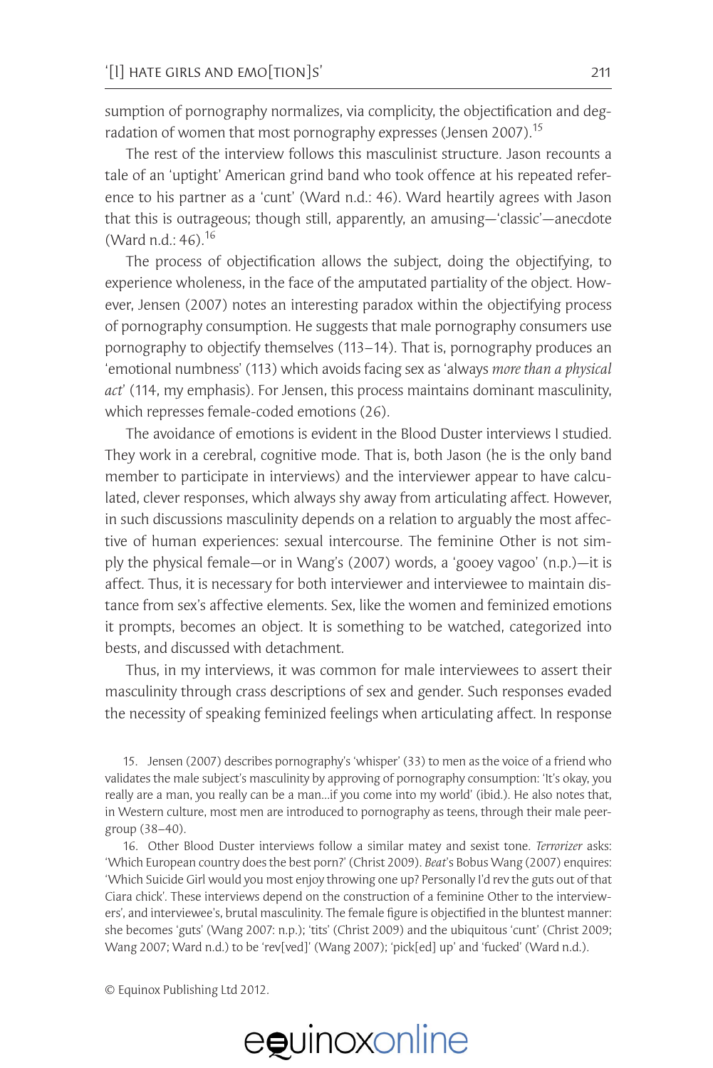sumption of pornography normalizes, via complicity, the objectification and degradation of women that most pornography expresses (Jensen 2007).[15]

The rest of the interview follows this masculinist structure. Jason recounts a tale of an 'uptight' American grind band who took offence at his repeated reference to his partner as a 'cunt' (Ward n.d.: 46). Ward heartily agrees with Jason that this is outrageous; though still, apparently, an amusing—'classic'—anecdote (Ward n.d.: 46).[16]

The process of objectification allows the subject, doing the objectifying, to experience wholeness, in the face of the amputated partiality of the object. However, Jensen (2007) notes an interesting paradox within the objectifying process of pornography consumption. He suggests that male pornography consumers use pornography to objectify themselves (113–14). That is, pornography produces an 'emotional numbness' (113) which avoids facing sex as 'always *more than a physical act*' (114, my emphasis). For Jensen, this process maintains dominant masculinity, which represses female-coded emotions (26).

The avoidance of emotions is evident in the Blood Duster interviews I studied. They work in a cerebral, cognitive mode. That is, both Jason (he is the only band member to participate in interviews) and the interviewer appear to have calculated, clever responses, which always shy away from articulating affect. However, in such discussions masculinity depends on a relation to arguably the most affective of human experiences: sexual intercourse. The feminine Other is not simply the physical female—or in Wang's (2007) words, a 'gooey vagoo' (n.p.)—it is affect. Thus, it is necessary for both interviewer and interviewee to maintain distance from sex's affective elements. Sex, like the women and feminized emotions it prompts, becomes an object. It is something to be watched, categorized into bests, and discussed with detachment.

Thus, in my interviews, it was common for male interviewees to assert their masculinity through crass descriptions of sex and gender. Such responses evaded the necessity of speaking feminized feelings when articulating affect. In response

15. Jensen (2007) describes pornography's 'whisper' (33) to men as the voice of a friend who validates the male subject's masculinity by approving of pornography consumption: 'It's okay, you really are a man, you really can be a man...if you come into my world' (ibid.). He also notes that, in Western culture, most men are introduced to pornography as teens, through their male peer-group (38–40).

16. Other Blood Duster interviews follow a similar matey and sexist tone. *Terrorizer* asks: 'Which European country does the best porn?' (Christ 2009). *Beat*'s Bobus Wang (2007) enquires: 'Which Suicide Girl would you most enjoy throwing one up? Personally I'd rev the guts out of that Ciara chick'. These interviews depend on the construction of a feminine Other to the interviewers', and interviewee's, brutal masculinity. The female figure is objectified in the bluntest manner: she becomes 'guts' (Wang 2007: n.p.); 'tits' (Christ 2009) and the ubiquitous 'cunt' (Christ 2009; Wang 2007; Ward n.d.) to be 'rev[ved]' (Wang 2007); 'pick[ed] up' and 'fucked' (Ward n.d.).

© Equinox Publishing Ltd 2012.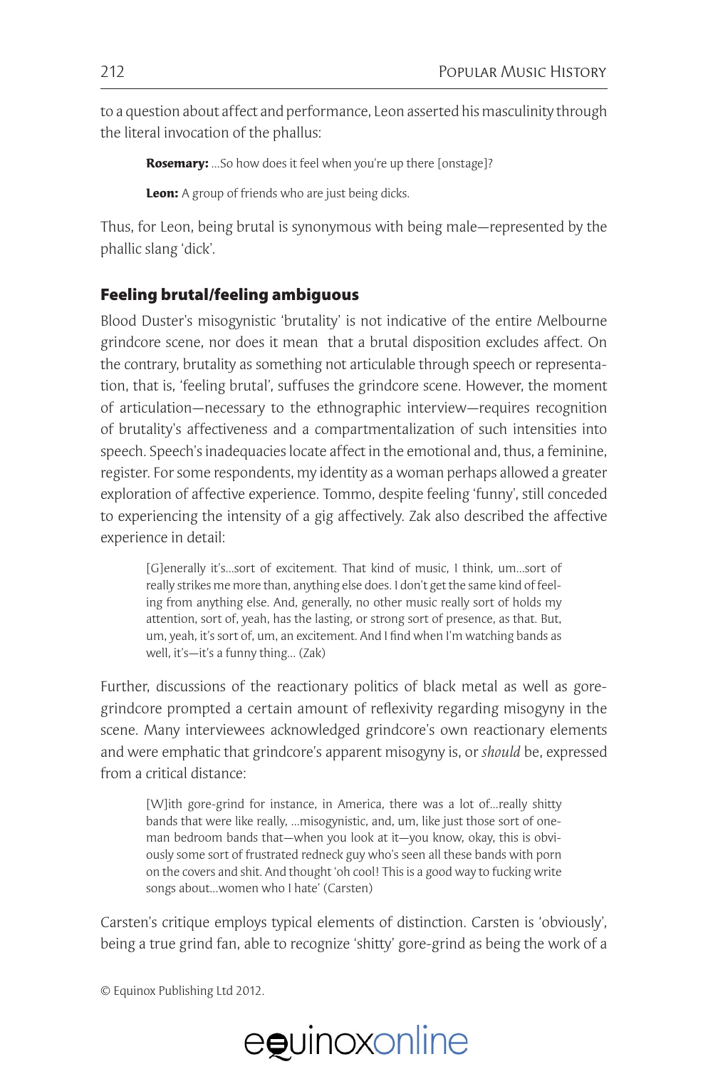to a question about affect and performance, Leon asserted his masculinity through the literal invocation of the phallus:

> **Rosemary:** ...So how does it feel when you're up there [onstage]?
>
> **Leon:** A group of friends who are just being dicks.

Thus, for Leon, being brutal is synonymous with being male—represented by the phallic slang 'dick'.

## Feeling brutal/feeling ambiguous

Blood Duster's misogynistic 'brutality' is not indicative of the entire Melbourne grindcore scene, nor does it mean that a brutal disposition excludes affect. On the contrary, brutality as something not articulable through speech or representation, that is, 'feeling brutal', suffuses the grindcore scene. However, the moment of articulation—necessary to the ethnographic interview—requires recognition of brutality's affectiveness and a compartmentalization of such intensities into speech. Speech's inadequacies locate affect in the emotional and, thus, a feminine, register. For some respondents, my identity as a woman perhaps allowed a greater exploration of affective experience. Tommo, despite feeling 'funny', still conceded to experiencing the intensity of a gig affectively. Zak also described the affective experience in detail:

> [G]enerally it's...sort of excitement. That kind of music, I think, um...sort of really strikes me more than, anything else does. I don't get the same kind of feeling from anything else. And, generally, no other music really sort of holds my attention, sort of, yeah, has the lasting, or strong sort of presence, as that. But, um, yeah, it's sort of, um, an excitement. And I find when I'm watching bands as well, it's—it's a funny thing... (Zak)

Further, discussions of the reactionary politics of black metal as well as gore-grindcore prompted a certain amount of reflexivity regarding misogyny in the scene. Many interviewees acknowledged grindcore's own reactionary elements and were emphatic that grindcore's apparent misogyny is, or *should* be, expressed from a critical distance:

> [W]ith gore-grind for instance, in America, there was a lot of...really shitty bands that were like really, ...misogynistic, and, um, like just those sort of one-man bedroom bands that—when you look at it—you know, okay, this is obviously some sort of frustrated redneck guy who's seen all these bands with porn on the covers and shit. And thought 'oh cool! This is a good way to fucking write songs about...women who I hate' (Carsten)

Carsten's critique employs typical elements of distinction. Carsten is 'obviously', being a true grind fan, able to recognize 'shitty' gore-grind as being the work of a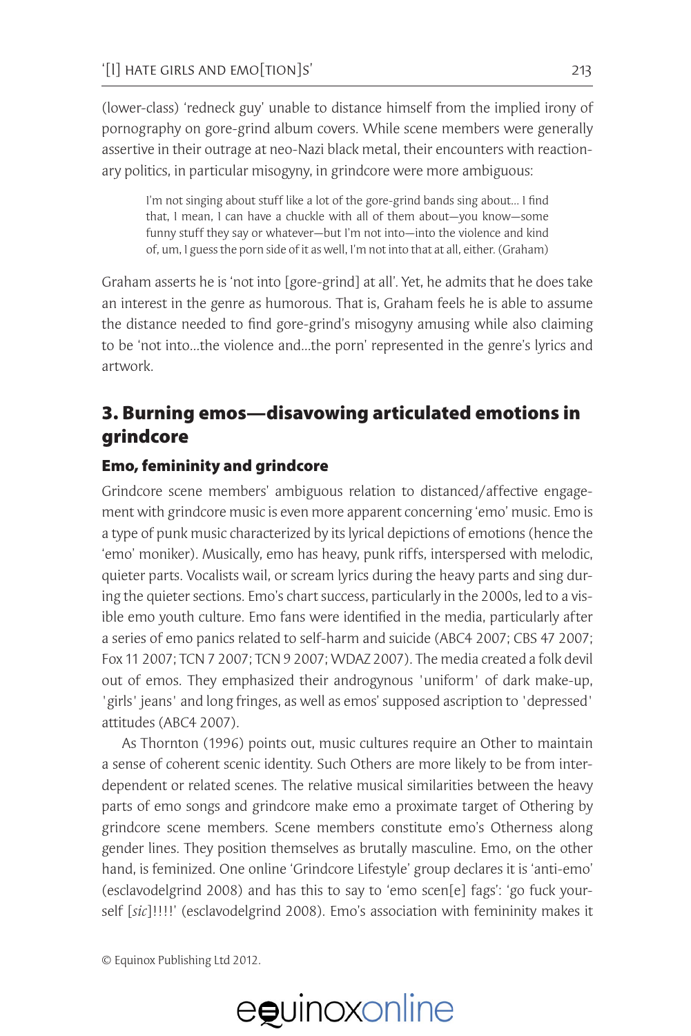(lower-class) 'redneck guy' unable to distance himself from the implied irony of pornography on gore-grind album covers. While scene members were generally assertive in their outrage at neo-Nazi black metal, their encounters with reactionary politics, in particular misogyny, in grindcore were more ambiguous:

> I'm not singing about stuff like a lot of the gore-grind bands sing about... I find that, I mean, I can have a chuckle with all of them about—you know—some funny stuff they say or whatever—but I'm not into—into the violence and kind of, um, I guess the porn side of it as well, I'm not into that at all, either. (Graham)

Graham asserts he is 'not into [gore-grind] at all'. Yet, he admits that he does take an interest in the genre as humorous. That is, Graham feels he is able to assume the distance needed to find gore-grind's misogyny amusing while also claiming to be 'not into...the violence and...the porn' represented in the genre's lyrics and artwork.

## 3. Burning emos—disavowing articulated emotions in grindcore

### Emo, femininity and grindcore

Grindcore scene members' ambiguous relation to distanced/affective engagement with grindcore music is even more apparent concerning 'emo' music. Emo is a type of punk music characterized by its lyrical depictions of emotions (hence the 'emo' moniker). Musically, emo has heavy, punk riffs, interspersed with melodic, quieter parts. Vocalists wail, or scream lyrics during the heavy parts and sing during the quieter sections. Emo's chart success, particularly in the 2000s, led to a visible emo youth culture. Emo fans were identified in the media, particularly after a series of emo panics related to self-harm and suicide (ABC4 2007; CBS 47 2007; Fox 11 2007; TCN 7 2007; TCN 9 2007; WDAZ 2007). The media created a folk devil out of emos. They emphasized their androgynous 'uniform' of dark make-up, 'girls' jeans' and long fringes, as well as emos' supposed ascription to 'depressed' attitudes (ABC4 2007).

As Thornton (1996) points out, music cultures require an Other to maintain a sense of coherent scenic identity. Such Others are more likely to be from interdependent or related scenes. The relative musical similarities between the heavy parts of emo songs and grindcore make emo a proximate target of Othering by grindcore scene members. Scene members constitute emo's Otherness along gender lines. They position themselves as brutally masculine. Emo, on the other hand, is feminized. One online 'Grindcore Lifestyle' group declares it is 'anti-emo' (esclavodelgrind 2008) and has this to say to 'emo scen[e] fags': 'go fuck yourself [*sic*]!!!!' (esclavodelgrind 2008). Emo's association with femininity makes it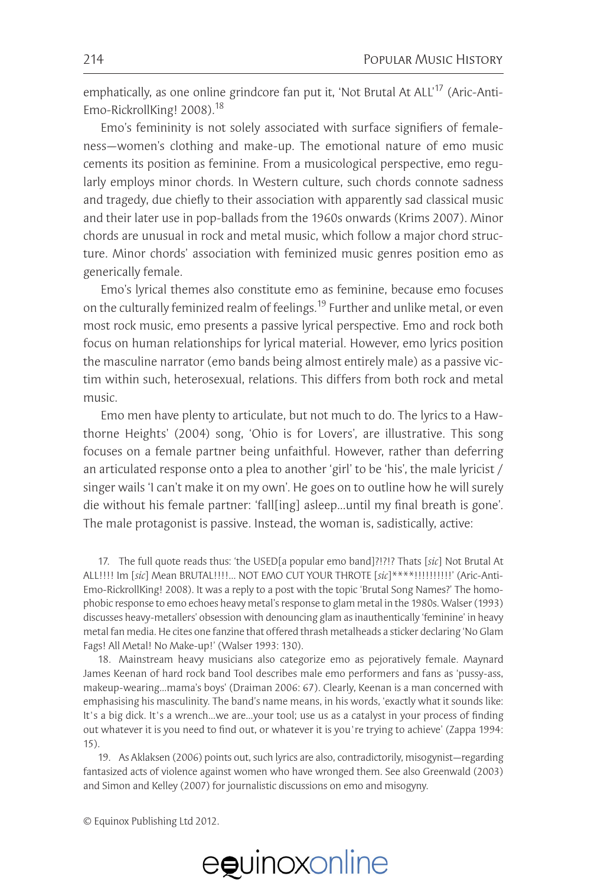emphatically, as one online grindcore fan put it, 'Not Brutal At ALL'[17] (Aric-Anti-Emo-RickrollKing! 2008).[18]

Emo's femininity is not solely associated with surface signifiers of femaleness—women's clothing and make-up. The emotional nature of emo music cements its position as feminine. From a musicological perspective, emo regularly employs minor chords. In Western culture, such chords connote sadness and tragedy, due chiefly to their association with apparently sad classical music and their later use in pop-ballads from the 1960s onwards (Krims 2007). Minor chords are unusual in rock and metal music, which follow a major chord structure. Minor chords' association with feminized music genres position emo as generically female.

Emo's lyrical themes also constitute emo as feminine, because emo focuses on the culturally feminized realm of feelings.[19] Further and unlike metal, or even most rock music, emo presents a passive lyrical perspective. Emo and rock both focus on human relationships for lyrical material. However, emo lyrics position the masculine narrator (emo bands being almost entirely male) as a passive victim within such, heterosexual, relations. This differs from both rock and metal music.

Emo men have plenty to articulate, but not much to do. The lyrics to a Hawthorne Heights' (2004) song, 'Ohio is for Lovers', are illustrative. This song focuses on a female partner being unfaithful. However, rather than deferring an articulated response onto a plea to another 'girl' to be 'his', the male lyricist / singer wails 'I can't make it on my own'. He goes on to outline how he will surely die without his female partner: 'fall[ing] asleep...until my final breath is gone'. The male protagonist is passive. Instead, the woman is, sadistically, active:

17. The full quote reads thus: 'the USED[a popular emo band]?!?!? Thats [*sic*] Not Brutal At ALL!!!! Im [*sic*] Mean BRUTAL!!!!... NOT EMO CUT YOUR THROTE [*sic*]****!!!!!!!!!!' (Aric-Anti-Emo-RickrollKing! 2008). It was a reply to a post with the topic 'Brutal Song Names?' The homophobic response to emo echoes heavy metal's response to glam metal in the 1980s. Walser (1993) discusses heavy-metallers' obsession with denouncing glam as inauthentically 'feminine' in heavy metal fan media. He cites one fanzine that offered thrash metalheads a sticker declaring 'No Glam Fags! All Metal! No Make-up!' (Walser 1993: 130).

18. Mainstream heavy musicians also categorize emo as pejoratively female. Maynard James Keenan of hard rock band Tool describes male emo performers and fans as 'pussy-ass, makeup-wearing...mama's boys' (Draiman 2006: 67). Clearly, Keenan is a man concerned with emphasising his masculinity. The band's name means, in his words, 'exactly what it sounds like: It's a big dick. It's a wrench...we are...your tool; use us as a catalyst in your process of finding out whatever it is you need to find out, or whatever it is you're trying to achieve' (Zappa 1994: 15).

19. As Aklaksen (2006) points out, such lyrics are also, contradictorily, misogynist—regarding fantasized acts of violence against women who have wronged them. See also Greenwald (2003) and Simon and Kelley (2007) for journalistic discussions on emo and misogyny.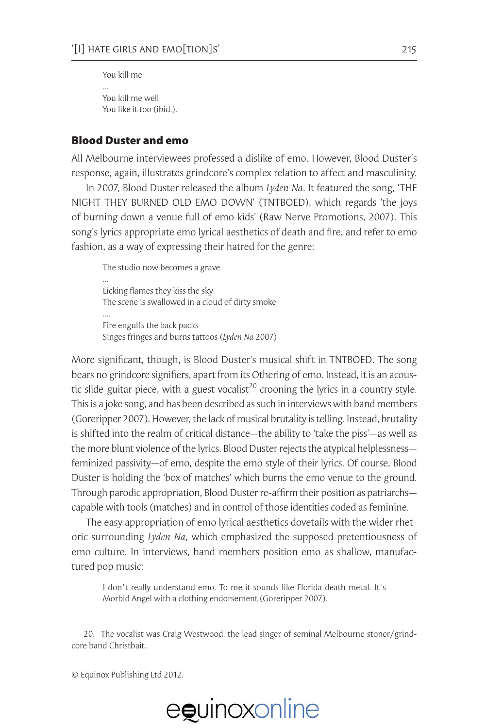You kill me  
...  
You kill me well  
You like it too (ibid.).

## Blood Duster and emo

All Melbourne interviewees professed a dislike of emo. However, Blood Duster's response, again, illustrates grindcore's complex relation to affect and masculinity.

In 2007, Blood Duster released the album *Lyden Na*. It featured the song, 'THE NIGHT THEY BURNED OLD EMO DOWN' (TNTBOED), which regards 'the joys of burning down a venue full of emo kids' (Raw Nerve Promotions, 2007). This song's lyrics appropriate emo lyrical aesthetics of death and fire, and refer to emo fashion, as a way of expressing their hatred for the genre:

> The studio now becomes a grave  
> ...  
> Licking flames they kiss the sky  
> The scene is swallowed in a cloud of dirty smoke  
> ....  
> Fire engulfs the back packs  
> Singes fringes and burns tattoos (*Lyden Na* 2007)

More significant, though, is Blood Duster's musical shift in TNTBOED. The song bears no grindcore signifiers, apart from its Othering of emo. Instead, it is an acoustic slide-guitar piece, with a guest vocalist[20] crooning the lyrics in a country style. This is a joke song, and has been described as such in interviews with band members (Goreripper 2007). However, the lack of musical brutality is telling. Instead, brutality is shifted into the realm of critical distance—the ability to 'take the piss'—as well as the more blunt violence of the lyrics. Blood Duster rejects the atypical helplessness—feminized passivity—of emo, despite the emo style of their lyrics. Of course, Blood Duster is holding the 'box of matches' which burns the emo venue to the ground. Through parodic appropriation, Blood Duster re-affirm their position as patriarchs—capable with tools (matches) and in control of those identities coded as feminine.

The easy appropriation of emo lyrical aesthetics dovetails with the wider rhetoric surrounding *Lyden Na*, which emphasized the supposed pretentiousness of emo culture. In interviews, band members position emo as shallow, manufactured pop music:

> I don't really understand emo. To me it sounds like Florida death metal. It's Morbid Angel with a clothing endorsement (Goreripper 2007).

20. The vocalist was Craig Westwood, the lead singer of seminal Melbourne stoner/grindcore band Christbait.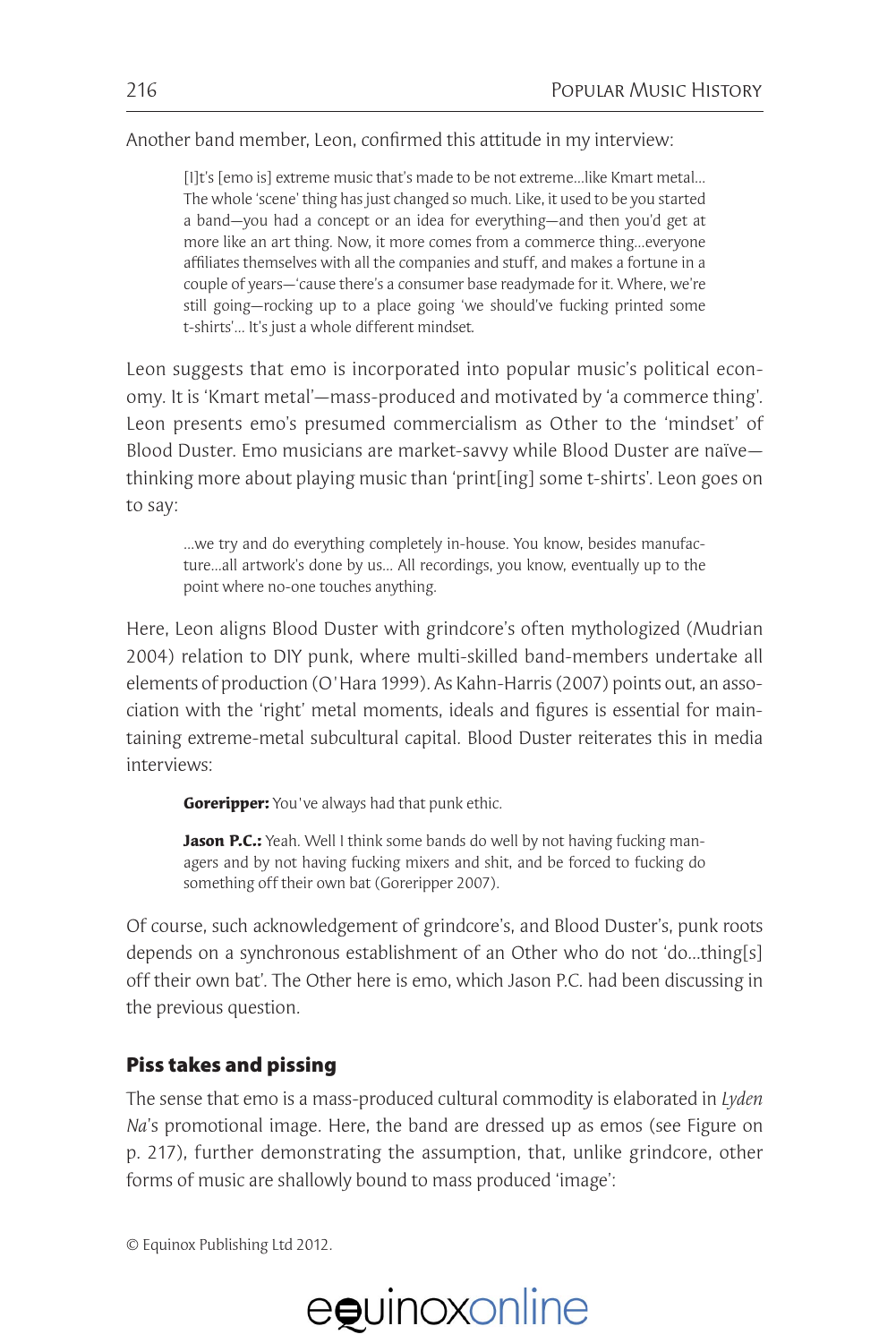Another band member, Leon, confirmed this attitude in my interview:

> [I]t's [emo is] extreme music that's made to be not extreme...like Kmart metal... The whole 'scene' thing has just changed so much. Like, it used to be you started a band—you had a concept or an idea for everything—and then you'd get at more like an art thing. Now, it more comes from a commerce thing...everyone affiliates themselves with all the companies and stuff, and makes a fortune in a couple of years—'cause there's a consumer base readymade for it. Where, we're still going—rocking up to a place going 'we should've fucking printed some t-shirts'... It's just a whole different mindset.

Leon suggests that emo is incorporated into popular music's political economy. It is 'Kmart metal'—mass-produced and motivated by 'a commerce thing'. Leon presents emo's presumed commercialism as Other to the 'mindset' of Blood Duster. Emo musicians are market-savvy while Blood Duster are naïve—thinking more about playing music than 'print[ing] some t-shirts'. Leon goes on to say:

> ...we try and do everything completely in-house. You know, besides manufacture...all artwork's done by us... All recordings, you know, eventually up to the point where no-one touches anything.

Here, Leon aligns Blood Duster with grindcore's often mythologized (Mudrian 2004) relation to DIY punk, where multi-skilled band-members undertake all elements of production (O'Hara 1999). As Kahn-Harris (2007) points out, an association with the 'right' metal moments, ideals and figures is essential for maintaining extreme-metal subcultural capital. Blood Duster reiterates this in media interviews:

> **Goreripper:** You've always had that punk ethic.
>
> **Jason P.C.:** Yeah. Well I think some bands do well by not having fucking managers and by not having fucking mixers and shit, and be forced to fucking do something off their own bat (Goreripper 2007).

Of course, such acknowledgement of grindcore's, and Blood Duster's, punk roots depends on a synchronous establishment of an Other who do not 'do...thing[s] off their own bat'. The Other here is emo, which Jason P.C. had been discussing in the previous question.

## Piss takes and pissing

The sense that emo is a mass-produced cultural commodity is elaborated in *Lyden Na*'s promotional image. Here, the band are dressed up as emos (see Figure on p. 217), further demonstrating the assumption, that, unlike grindcore, other forms of music are shallowly bound to mass produced 'image':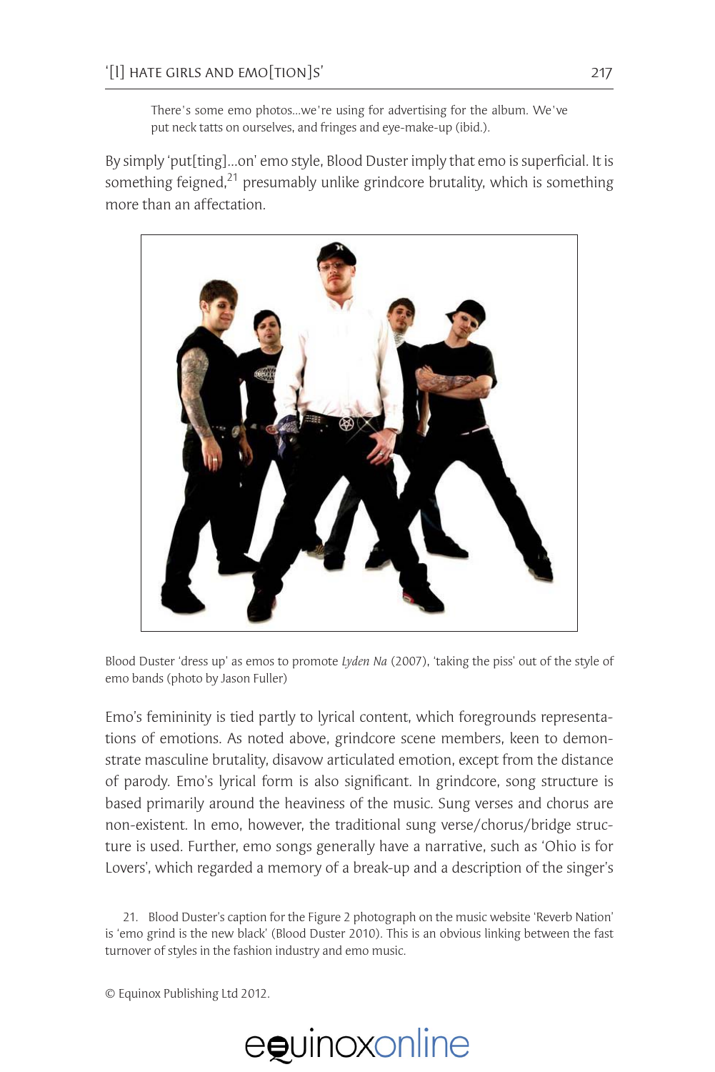> There's some emo photos...we're using for advertising for the album. We've put neck tatts on ourselves, and fringes and eye-make-up (ibid.).

By simply 'put[ting]...on' emo style, Blood Duster imply that emo is superficial. It is something feigned,[21] presumably unlike grindcore brutality, which is something more than an affectation.

Blood Duster 'dress up' as emos to promote *Lyden Na* (2007), 'taking the piss' out of the style of emo bands (photo by Jason Fuller)

Emo's femininity is tied partly to lyrical content, which foregrounds representations of emotions. As noted above, grindcore scene members, keen to demonstrate masculine brutality, disavow articulated emotion, except from the distance of parody. Emo's lyrical form is also significant. In grindcore, song structure is based primarily around the heaviness of the music. Sung verses and chorus are non-existent. In emo, however, the traditional sung verse/chorus/bridge structure is used. Further, emo songs generally have a narrative, such as 'Ohio is for Lovers', which regarded a memory of a break-up and a description of the singer's

21. Blood Duster's caption for the Figure 2 photograph on the music website 'Reverb Nation' is 'emo grind is the new black' (Blood Duster 2010). This is an obvious linking between the fast turnover of styles in the fashion industry and emo music.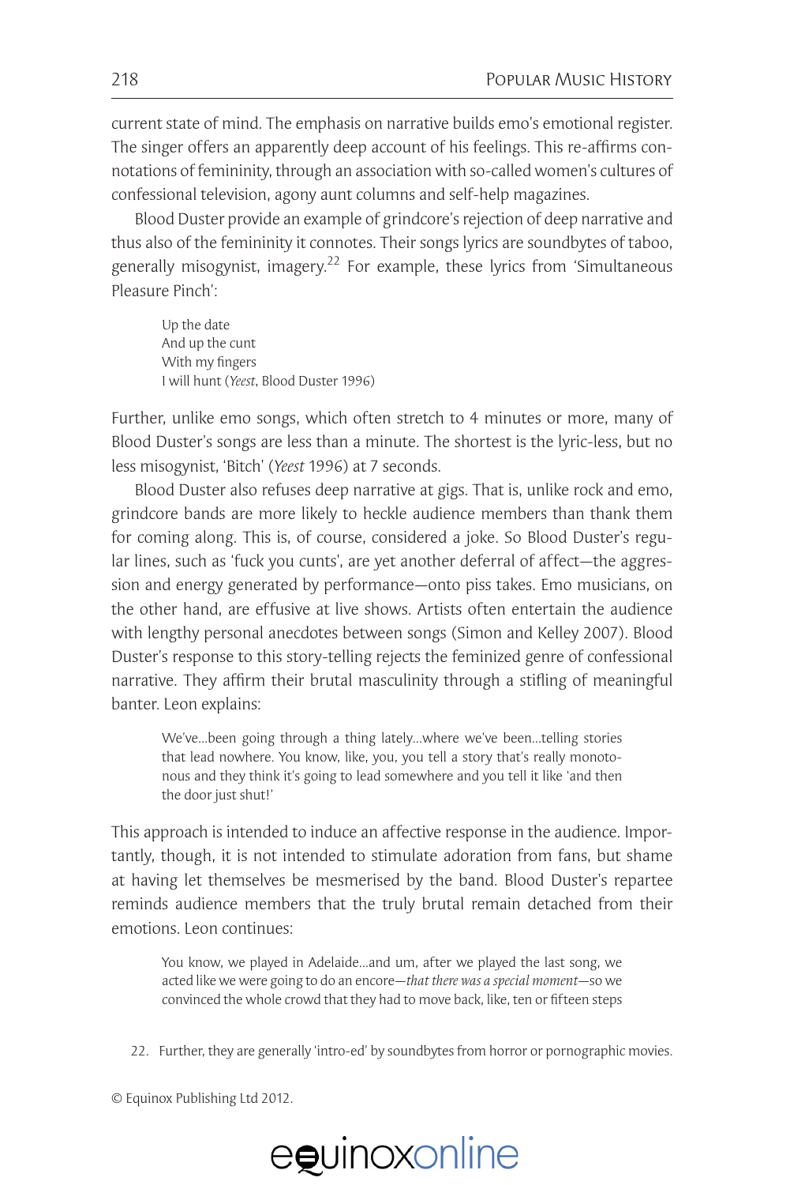current state of mind. The emphasis on narrative builds emo's emotional register. The singer offers an apparently deep account of his feelings. This re-affirms connotations of femininity, through an association with so-called women's cultures of confessional television, agony aunt columns and self-help magazines.

Blood Duster provide an example of grindcore's rejection of deep narrative and thus also of the femininity it connotes. Their songs lyrics are soundbytes of taboo, generally misogynist, imagery.[22] For example, these lyrics from 'Simultaneous Pleasure Pinch':

> Up the date
> And up the cunt
> With my fingers
> I will hunt (*Yeest*, Blood Duster 1996)

Further, unlike emo songs, which often stretch to 4 minutes or more, many of Blood Duster's songs are less than a minute. The shortest is the lyric-less, but no less misogynist, 'Bitch' (*Yeest* 1996) at 7 seconds.

Blood Duster also refuses deep narrative at gigs. That is, unlike rock and emo, grindcore bands are more likely to heckle audience members than thank them for coming along. This is, of course, considered a joke. So Blood Duster's regular lines, such as 'fuck you cunts', are yet another deferral of affect—the aggression and energy generated by performance—onto piss takes. Emo musicians, on the other hand, are effusive at live shows. Artists often entertain the audience with lengthy personal anecdotes between songs (Simon and Kelley 2007). Blood Duster's response to this story-telling rejects the feminized genre of confessional narrative. They affirm their brutal masculinity through a stifling of meaningful banter. Leon explains:

> We've…been going through a thing lately…where we've been…telling stories that lead nowhere. You know, like, you, you tell a story that's really monotonous and they think it's going to lead somewhere and you tell it like 'and then the door just shut!'

This approach is intended to induce an affective response in the audience. Importantly, though, it is not intended to stimulate adoration from fans, but shame at having let themselves be mesmerised by the band. Blood Duster's repartee reminds audience members that the truly brutal remain detached from their emotions. Leon continues:

> You know, we played in Adelaide…and um, after we played the last song, we acted like we were going to do an encore—*that there was a special moment*—so we convinced the whole crowd that they had to move back, like, ten or fifteen steps

22. Further, they are generally 'intro-ed' by soundbytes from horror or pornographic movies.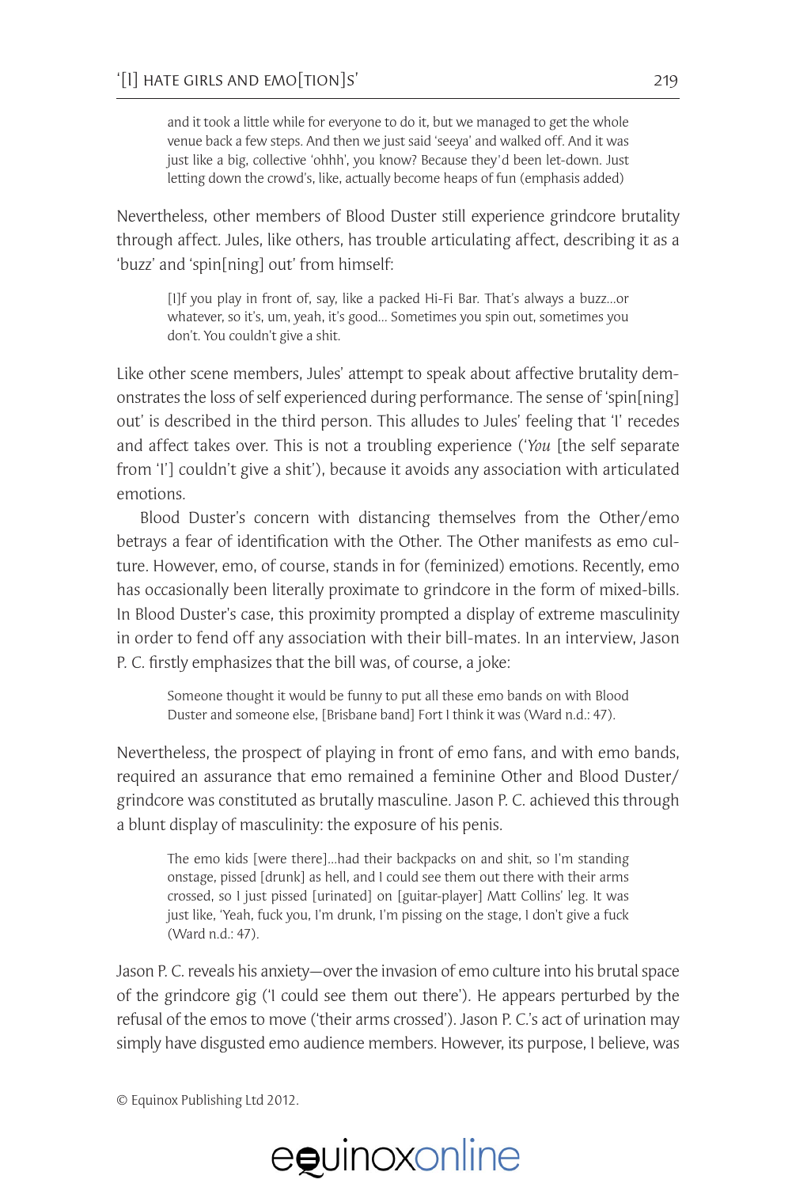> and it took a little while for everyone to do it, but we managed to get the whole venue back a few steps. And then we just said 'seeya' and walked off. And it was just like a big, collective 'ohhh', you know? Because they'd been let-down. Just letting down the crowd's, like, actually become heaps of fun (emphasis added)

Nevertheless, other members of Blood Duster still experience grindcore brutality through affect. Jules, like others, has trouble articulating affect, describing it as a 'buzz' and 'spin[ning] out' from himself:

> [I]f you play in front of, say, like a packed Hi-Fi Bar. That's always a buzz...or whatever, so it's, um, yeah, it's good... Sometimes you spin out, sometimes you don't. You couldn't give a shit.

Like other scene members, Jules' attempt to speak about affective brutality demonstrates the loss of self experienced during performance. The sense of 'spin[ning] out' is described in the third person. This alludes to Jules' feeling that 'I' recedes and affect takes over. This is not a troubling experience ('*You* [the self separate from 'I'] couldn't give a shit'), because it avoids any association with articulated emotions.

Blood Duster's concern with distancing themselves from the Other/emo betrays a fear of identification with the Other. The Other manifests as emo culture. However, emo, of course, stands in for (feminized) emotions. Recently, emo has occasionally been literally proximate to grindcore in the form of mixed-bills. In Blood Duster's case, this proximity prompted a display of extreme masculinity in order to fend off any association with their bill-mates. In an interview, Jason P. C. firstly emphasizes that the bill was, of course, a joke:

> Someone thought it would be funny to put all these emo bands on with Blood Duster and someone else, [Brisbane band] Fort I think it was (Ward n.d.: 47).

Nevertheless, the prospect of playing in front of emo fans, and with emo bands, required an assurance that emo remained a feminine Other and Blood Duster/grindcore was constituted as brutally masculine. Jason P. C. achieved this through a blunt display of masculinity: the exposure of his penis.

> The emo kids [were there]...had their backpacks on and shit, so I'm standing onstage, pissed [drunk] as hell, and I could see them out there with their arms crossed, so I just pissed [urinated] on [guitar-player] Matt Collins' leg. It was just like, 'Yeah, fuck you, I'm drunk, I'm pissing on the stage, I don't give a fuck (Ward n.d.: 47).

Jason P. C. reveals his anxiety—over the invasion of emo culture into his brutal space of the grindcore gig ('I could see them out there'). He appears perturbed by the refusal of the emos to move ('their arms crossed'). Jason P. C.'s act of urination may simply have disgusted emo audience members. However, its purpose, I believe, was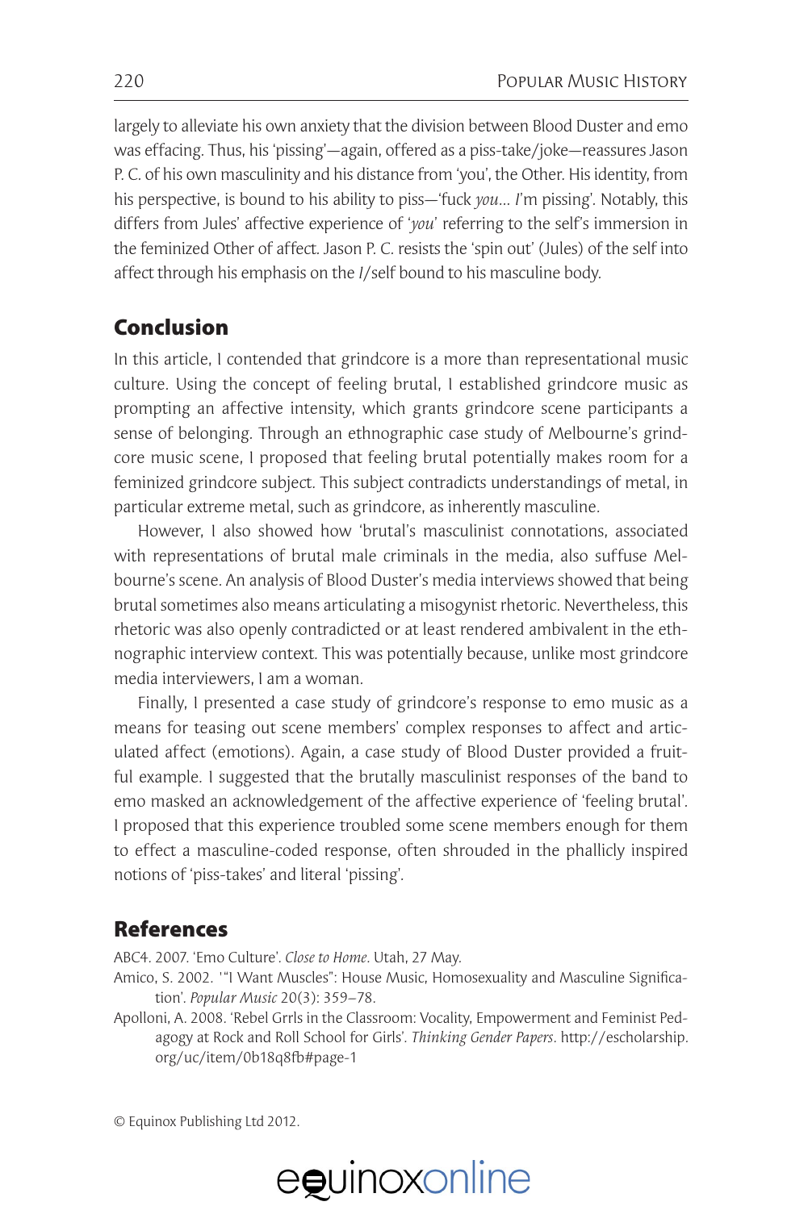largely to alleviate his own anxiety that the division between Blood Duster and emo was effacing. Thus, his 'pissing'—again, offered as a piss-take/joke—reassures Jason P. C. of his own masculinity and his distance from 'you', the Other. His identity, from his perspective, is bound to his ability to piss—'fuck *you*… *I*'m pissing'. Notably, this differs from Jules' affective experience of '*you*' referring to the self's immersion in the feminized Other of affect. Jason P. C. resists the 'spin out' (Jules) of the self into affect through his emphasis on the *I*/self bound to his masculine body.

## Conclusion

In this article, I contended that grindcore is a more than representational music culture. Using the concept of feeling brutal, I established grindcore music as prompting an affective intensity, which grants grindcore scene participants a sense of belonging. Through an ethnographic case study of Melbourne's grindcore music scene, I proposed that feeling brutal potentially makes room for a feminized grindcore subject. This subject contradicts understandings of metal, in particular extreme metal, such as grindcore, as inherently masculine.

However, I also showed how 'brutal's masculinist connotations, associated with representations of brutal male criminals in the media, also suffuse Melbourne's scene. An analysis of Blood Duster's media interviews showed that being brutal sometimes also means articulating a misogynist rhetoric. Nevertheless, this rhetoric was also openly contradicted or at least rendered ambivalent in the ethnographic interview context. This was potentially because, unlike most grindcore media interviewers, I am a woman.

Finally, I presented a case study of grindcore's response to emo music as a means for teasing out scene members' complex responses to affect and articulated affect (emotions). Again, a case study of Blood Duster provided a fruitful example. I suggested that the brutally masculinist responses of the band to emo masked an acknowledgement of the affective experience of 'feeling brutal'. I proposed that this experience troubled some scene members enough for them to effect a masculine-coded response, often shrouded in the phallicly inspired notions of 'piss-takes' and literal 'pissing'.

## References

ABC4. 2007. 'Emo Culture'. *Close to Home*. Utah, 27 May.

Amico, S. 2002. '"I Want Muscles": House Music, Homosexuality and Masculine Signification'. *Popular Music* 20(3): 359–78.

Apolloni, A. 2008. 'Rebel Grrls in the Classroom: Vocality, Empowerment and Feminist Pedagogy at Rock and Roll School for Girls'. *Thinking Gender Papers*. http://escholarship.org/uc/item/0b18q8fb#page-1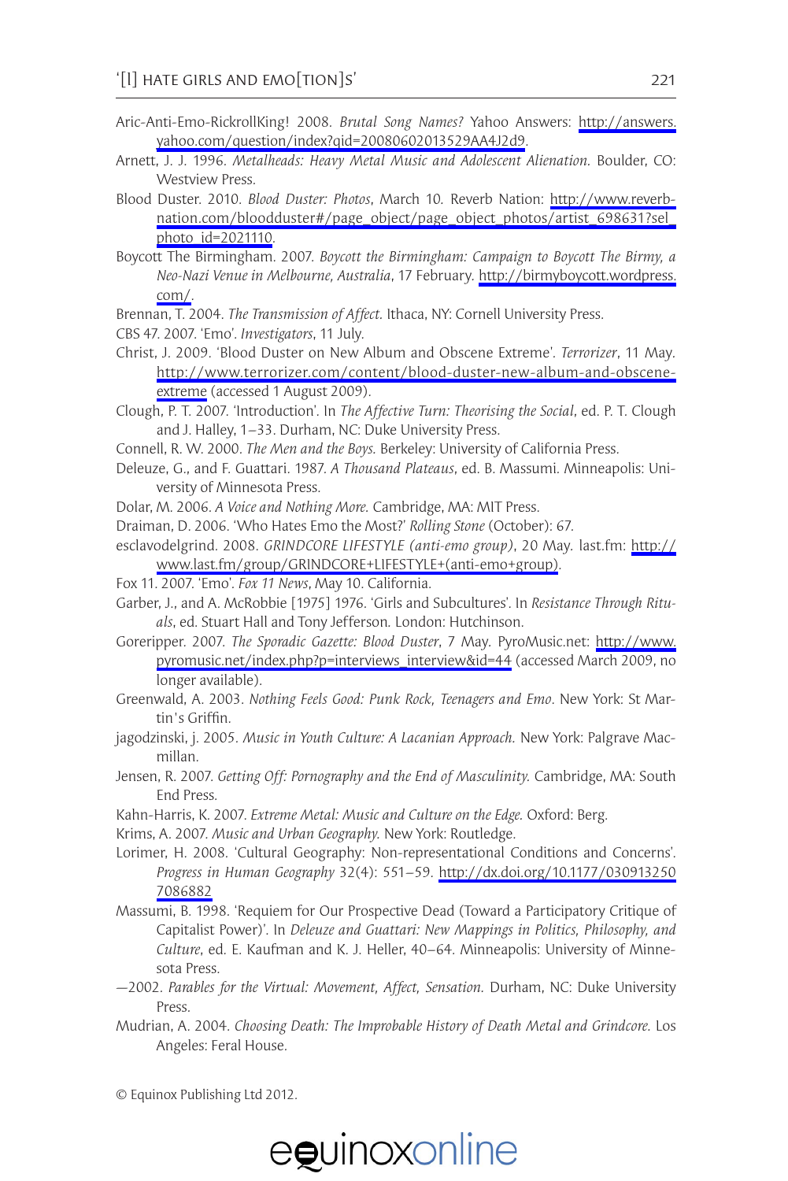Aric-Anti-Emo-RickrollKing! 2008. *Brutal Song Names?* Yahoo Answers: http://answers.yahoo.com/question/index?qid=20080602013529AA4J2d9.

Arnett, J. J. 1996. *Metalheads: Heavy Metal Music and Adolescent Alienation.* Boulder, CO: Westview Press.

Blood Duster. 2010. *Blood Duster: Photos*, March 10. Reverb Nation: http://www.reverbnation.com/bloodduster#/page_object/page_object_photos/artist_698631?sel_photo_id=2021110.

Boycott The Birmingham. 2007. *Boycott the Birmingham: Campaign to Boycott The Birmy, a Neo-Nazi Venue in Melbourne, Australia*, 17 February. http://birmyboycott.wordpress.com/.

Brennan, T. 2004. *The Transmission of Affect.* Ithaca, NY: Cornell University Press.

CBS 47. 2007. 'Emo'. *Investigators*, 11 July.

Christ, J. 2009. 'Blood Duster on New Album and Obscene Extreme'. *Terrorizer*, 11 May. http://www.terrorizer.com/content/blood-duster-new-album-and-obscene-extreme (accessed 1 August 2009).

Clough, P. T. 2007. 'Introduction'. In *The Affective Turn: Theorising the Social*, ed. P. T. Clough and J. Halley, 1–33. Durham, NC: Duke University Press.

Connell, R. W. 2000. *The Men and the Boys.* Berkeley: University of California Press.

Deleuze, G., and F. Guattari. 1987. *A Thousand Plateaus*, ed. B. Massumi. Minneapolis: University of Minnesota Press.

Dolar, M. 2006. *A Voice and Nothing More.* Cambridge, MA: MIT Press.

Draiman, D. 2006. 'Who Hates Emo the Most?' *Rolling Stone* (October): 67.

esclavodelgrind. 2008. *GRINDCORE LIFESTYLE (anti-emo group)*, 20 May. last.fm: http://www.last.fm/group/GRINDCORE+LIFESTYLE+(anti-emo+group).

Fox 11. 2007. 'Emo'. *Fox 11 News*, May 10. California.

Garber, J., and A. McRobbie [1975] 1976. 'Girls and Subcultures'. In *Resistance Through Rituals*, ed. Stuart Hall and Tony Jefferson. London: Hutchinson.

Goreripper. 2007. *The Sporadic Gazette: Blood Duster*, 7 May. PyroMusic.net: http://www.pyromusic.net/index.php?p=interviews_interview&id=44 (accessed March 2009, no longer available).

Greenwald, A. 2003. *Nothing Feels Good: Punk Rock, Teenagers and Emo.* New York: St Martin's Griffin.

jagodzinski, j. 2005. *Music in Youth Culture: A Lacanian Approach.* New York: Palgrave Macmillan.

Jensen, R. 2007. *Getting Off: Pornography and the End of Masculinity.* Cambridge, MA: South End Press.

Kahn-Harris, K. 2007. *Extreme Metal: Music and Culture on the Edge.* Oxford: Berg.

Krims, A. 2007. *Music and Urban Geography.* New York: Routledge.

Lorimer, H. 2008. 'Cultural Geography: Non-representational Conditions and Concerns'. *Progress in Human Geography* 32(4): 551–59. http://dx.doi.org/10.1177/0309132507086882

Massumi, B. 1998. 'Requiem for Our Prospective Dead (Toward a Participatory Critique of Capitalist Power)'. In *Deleuze and Guattari: New Mappings in Politics, Philosophy, and Culture*, ed. E. Kaufman and K. J. Heller, 40–64. Minneapolis: University of Minnesota Press.

—2002. *Parables for the Virtual: Movement, Affect, Sensation.* Durham, NC: Duke University Press.

Mudrian, A. 2004. *Choosing Death: The Improbable History of Death Metal and Grindcore.* Los Angeles: Feral House.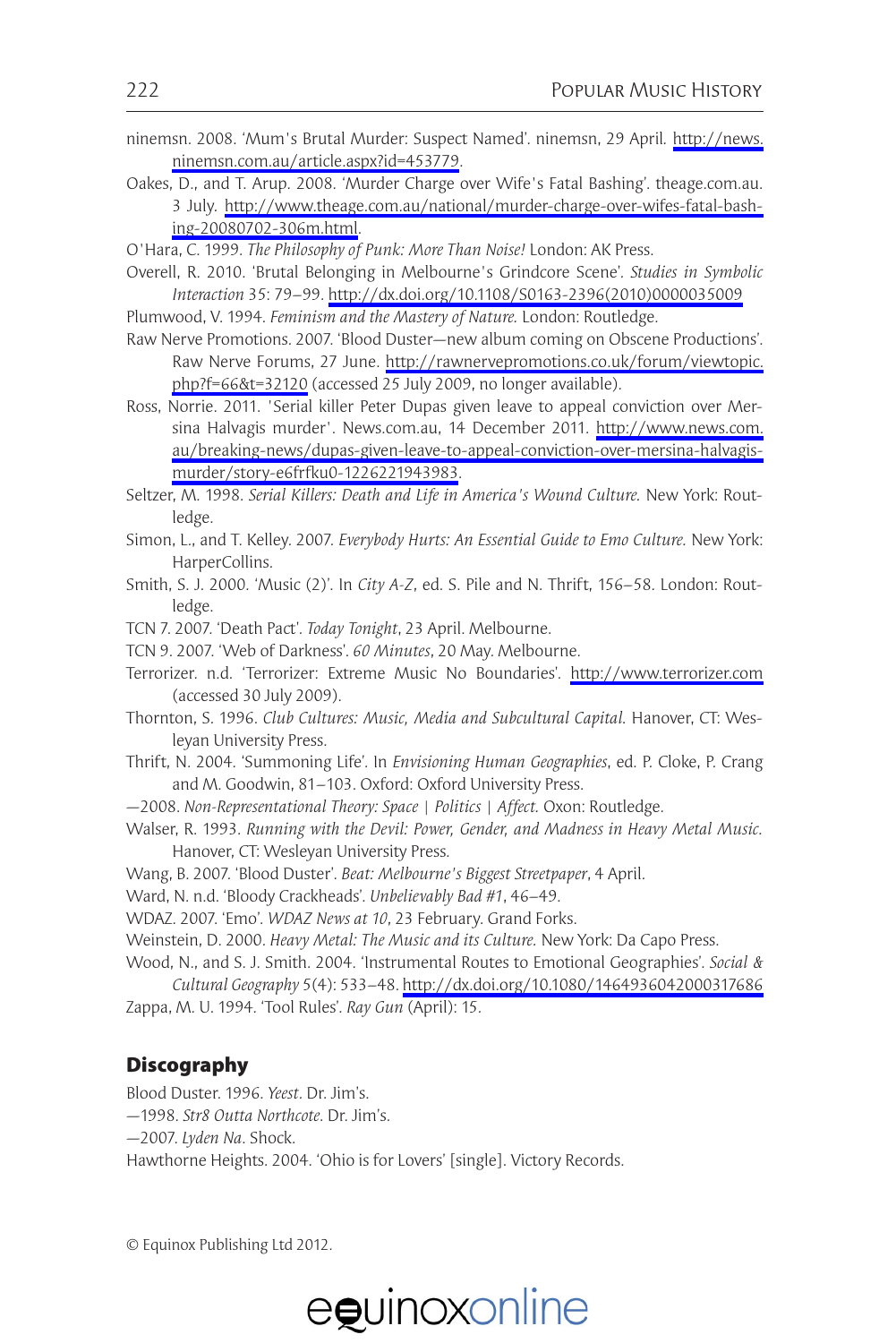ninemsn. 2008. 'Mum's Brutal Murder: Suspect Named'. ninemsn, 29 April. http://news.ninemsn.com.au/article.aspx?id=453779.

Oakes, D., and T. Arup. 2008. 'Murder Charge over Wife's Fatal Bashing'. theage.com.au. 3 July. http://www.theage.com.au/national/murder-charge-over-wifes-fatal-bashing-20080702-306m.html.

O'Hara, C. 1999. *The Philosophy of Punk: More Than Noise!* London: AK Press.

Overell, R. 2010. 'Brutal Belonging in Melbourne's Grindcore Scene'. *Studies in Symbolic Interaction* 35: 79–99. http://dx.doi.org/10.1108/S0163-2396(2010)0000035009

Plumwood, V. 1994. *Feminism and the Mastery of Nature.* London: Routledge.

Raw Nerve Promotions. 2007. 'Blood Duster—new album coming on Obscene Productions'. Raw Nerve Forums, 27 June. http://rawnervepromotions.co.uk/forum/viewtopic.php?f=66&t=32120 (accessed 25 July 2009, no longer available).

Ross, Norrie. 2011. 'Serial killer Peter Dupas given leave to appeal conviction over Mersina Halvagis murder'. News.com.au, 14 December 2011. http://www.news.com.au/breaking-news/dupas-given-leave-to-appeal-conviction-over-mersina-halvagis-murder/story-e6frfku0-1226221943983.

Seltzer, M. 1998. *Serial Killers: Death and Life in America's Wound Culture.* New York: Routledge.

Simon, L., and T. Kelley. 2007. *Everybody Hurts: An Essential Guide to Emo Culture.* New York: HarperCollins.

Smith, S. J. 2000. 'Music (2)'. In *City A-Z*, ed. S. Pile and N. Thrift, 156–58. London: Routledge.

TCN 7. 2007. 'Death Pact'. *Today Tonight*, 23 April. Melbourne.

TCN 9. 2007. 'Web of Darkness'. *60 Minutes*, 20 May. Melbourne.

Terrorizer. n.d. 'Terrorizer: Extreme Music No Boundaries'. http://www.terrorizer.com (accessed 30 July 2009).

Thornton, S. 1996. *Club Cultures: Music, Media and Subcultural Capital.* Hanover, CT: Wesleyan University Press.

Thrift, N. 2004. 'Summoning Life'. In *Envisioning Human Geographies*, ed. P. Cloke, P. Crang and M. Goodwin, 81–103. Oxford: Oxford University Press.

—2008. *Non-Representational Theory: Space | Politics | Affect.* Oxon: Routledge.

Walser, R. 1993. *Running with the Devil: Power, Gender, and Madness in Heavy Metal Music.* Hanover, CT: Wesleyan University Press.

Wang, B. 2007. 'Blood Duster'. *Beat: Melbourne's Biggest Streetpaper*, 4 April.

Ward, N. n.d. 'Bloody Crackheads'. *Unbelievably Bad #1*, 46–49.

WDAZ. 2007. 'Emo'. *WDAZ News at 10*, 23 February. Grand Forks.

Weinstein, D. 2000. *Heavy Metal: The Music and its Culture.* New York: Da Capo Press.

Wood, N., and S. J. Smith. 2004. 'Instrumental Routes to Emotional Geographies'. *Social & Cultural Geography* 5(4): 533–48. http://dx.doi.org/10.1080/1464936042000317686

Zappa, M. U. 1994. 'Tool Rules'. *Ray Gun* (April): 15.

## Discography

Blood Duster. 1996. *Yeest*. Dr. Jim's.

—1998. *Str8 Outta Northcote.* Dr. Jim's.

—2007. *Lyden Na*. Shock.

Hawthorne Heights. 2004. 'Ohio is for Lovers' [single]. Victory Records.

© Equinox Publishing Ltd 2012.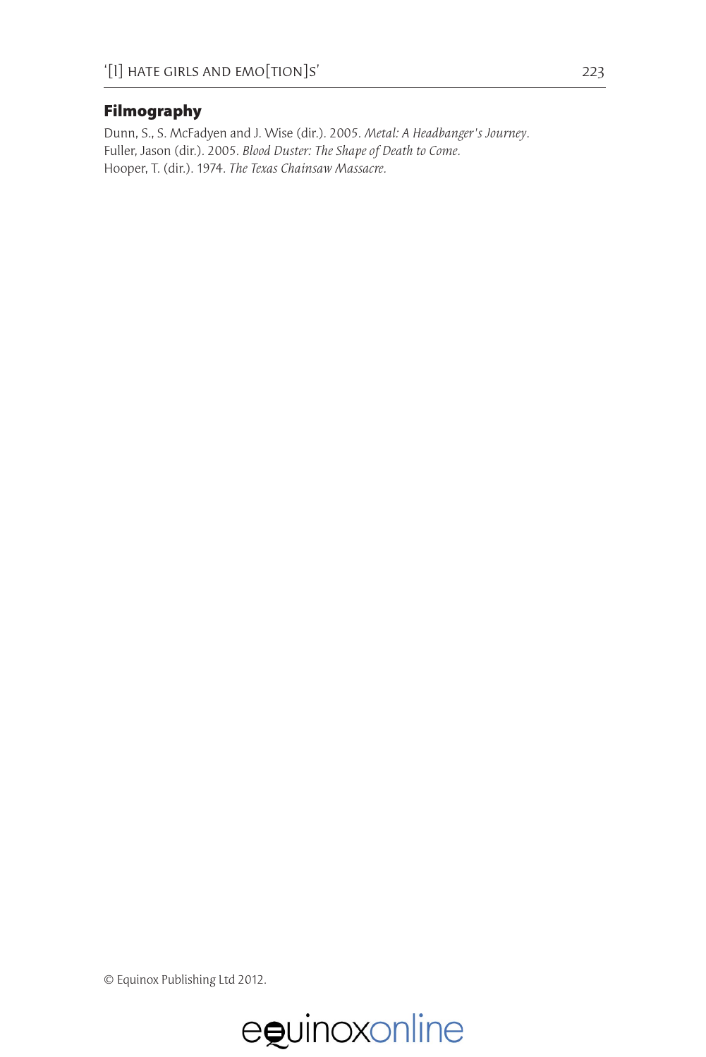## Filmography

Dunn, S., S. McFadyen and J. Wise (dir.). 2005. *Metal: A Headbanger's Journey*.
Fuller, Jason (dir.). 2005. *Blood Duster: The Shape of Death to Come*.
Hooper, T. (dir.). 1974. *The Texas Chainsaw Massacre*.

© Equinox Publishing Ltd 2012.